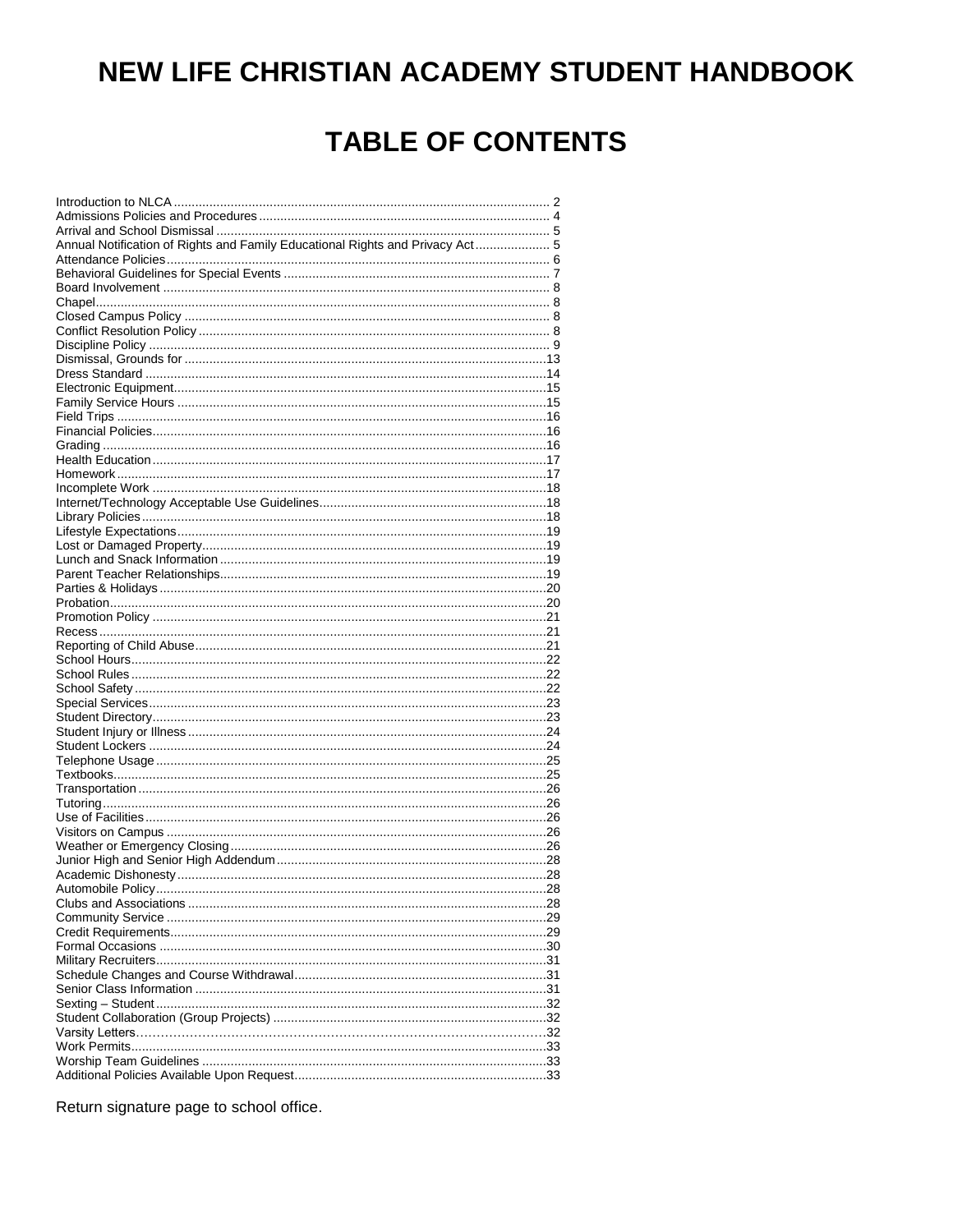# NEW LIFE CHRISTIAN ACADEMY STUDENT HANDBOOK

## TABLE OF CONTENTS

| Section | Page |
|---|---|
| Introduction to NLCA | 2 |
| Admissions Policies and Procedures | 4 |
| Arrival and School Dismissal | 5 |
| Annual Notification of Rights and Family Educational Rights and Privacy Act | 5 |
| Attendance Policies | 6 |
| Behavioral Guidelines for Special Events | 7 |
| Board Involvement | 8 |
| Chapel | 8 |
| Closed Campus Policy | 8 |
| Conflict Resolution Policy | 8 |
| Discipline Policy | 9 |
| Dismissal, Grounds for | 13 |
| Dress Standard | 14 |
| Electronic Equipment | 15 |
| Family Service Hours | 15 |
| Field Trips | 16 |
| Financial Policies | 16 |
| Grading | 16 |
| Health Education | 17 |
| Homework | 17 |
| Incomplete Work | 18 |
| Internet/Technology Acceptable Use Guidelines | 18 |
| Library Policies | 18 |
| Lifestyle Expectations | 19 |
| Lost or Damaged Property | 19 |
| Lunch and Snack Information | 19 |
| Parent Teacher Relationships | 19 |
| Parties & Holidays | 20 |
| Probation | 20 |
| Promotion Policy | 21 |
| Recess | 21 |
| Reporting of Child Abuse | 21 |
| School Hours | 22 |
| School Rules | 22 |
| School Safety | 22 |
| Special Services | 23 |
| Student Directory | 23 |
| Student Injury or Illness | 24 |
| Student Lockers | 24 |
| Telephone Usage | 25 |
| Textbooks | 25 |
| Transportation | 26 |
| Tutoring | 26 |
| Use of Facilities | 26 |
| Visitors on Campus | 26 |
| Weather or Emergency Closing | 26 |
| Junior High and Senior High Addendum | 28 |
| Academic Dishonesty | 28 |
| Automobile Policy | 28 |
| Clubs and Associations | 28 |
| Community Service | 29 |
| Credit Requirements | 29 |
| Formal Occasions | 30 |
| Military Recruiters | 31 |
| Schedule Changes and Course Withdrawal | 31 |
| Senior Class Information | 31 |
| Sexting – Student | 32 |
| Student Collaboration (Group Projects) | 32 |
| Varsity Letters | 32 |
| Work Permits | 33 |
| Worship Team Guidelines | 33 |
| Additional Policies Available Upon Request | 33 |

Return signature page to school office.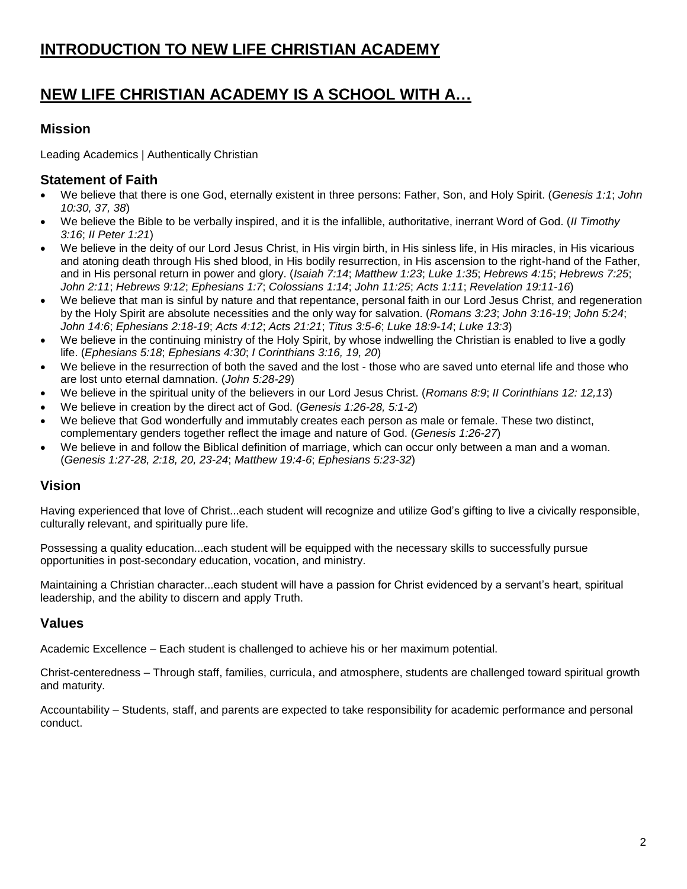# INTRODUCTION TO NEW LIFE CHRISTIAN ACADEMY

# NEW LIFE CHRISTIAN ACADEMY IS A SCHOOL WITH A…

## Mission

Leading Academics | Authentically Christian

## Statement of Faith

- We believe that there is one God, eternally existent in three persons: Father, Son, and Holy Spirit. (*Genesis 1:1*; *John 10:30, 37, 38*)
- We believe the Bible to be verbally inspired, and it is the infallible, authoritative, inerrant Word of God. (*II Timothy 3:16*; *II Peter 1:21*)
- We believe in the deity of our Lord Jesus Christ, in His virgin birth, in His sinless life, in His miracles, in His vicarious and atoning death through His shed blood, in His bodily resurrection, in His ascension to the right-hand of the Father, and in His personal return in power and glory. (*Isaiah 7:14*; *Matthew 1:23*; *Luke 1:35*; *Hebrews 4:15*; *Hebrews 7:25*; *John 2:11*; *Hebrews 9:12*; *Ephesians 1:7*; *Colossians 1:14*; *John 11:25*; *Acts 1:11*; *Revelation 19:11-16*)
- We believe that man is sinful by nature and that repentance, personal faith in our Lord Jesus Christ, and regeneration by the Holy Spirit are absolute necessities and the only way for salvation. (*Romans 3:23*; *John 3:16-19*; *John 5:24*; *John 14:6*; *Ephesians 2:18-19*; *Acts 4:12*; *Acts 21:21*; *Titus 3:5-6*; *Luke 18:9-14*; *Luke 13:3*)
- We believe in the continuing ministry of the Holy Spirit, by whose indwelling the Christian is enabled to live a godly life. (*Ephesians 5:18*; *Ephesians 4:30*; *I Corinthians 3:16, 19, 20*)
- We believe in the resurrection of both the saved and the lost - those who are saved unto eternal life and those who are lost unto eternal damnation. (*John 5:28-29*)
- We believe in the spiritual unity of the believers in our Lord Jesus Christ. (*Romans 8:9*; *II Corinthians 12: 12,13*)
- We believe in creation by the direct act of God. (*Genesis 1:26-28, 5:1-2*)
- We believe that God wonderfully and immutably creates each person as male or female. These two distinct, complementary genders together reflect the image and nature of God. (*Genesis 1:26-27*)
- We believe in and follow the Biblical definition of marriage, which can occur only between a man and a woman. (*Genesis 1:27-28, 2:18, 20, 23-24*; *Matthew 19:4-6*; *Ephesians 5:23-32*)

## Vision

Having experienced that love of Christ...each student will recognize and utilize God's gifting to live a civically responsible, culturally relevant, and spiritually pure life.

Possessing a quality education...each student will be equipped with the necessary skills to successfully pursue opportunities in post-secondary education, vocation, and ministry.

Maintaining a Christian character...each student will have a passion for Christ evidenced by a servant's heart, spiritual leadership, and the ability to discern and apply Truth.

## Values

Academic Excellence – Each student is challenged to achieve his or her maximum potential.

Christ-centeredness – Through staff, families, curricula, and atmosphere, students are challenged toward spiritual growth and maturity.

Accountability – Students, staff, and parents are expected to take responsibility for academic performance and personal conduct.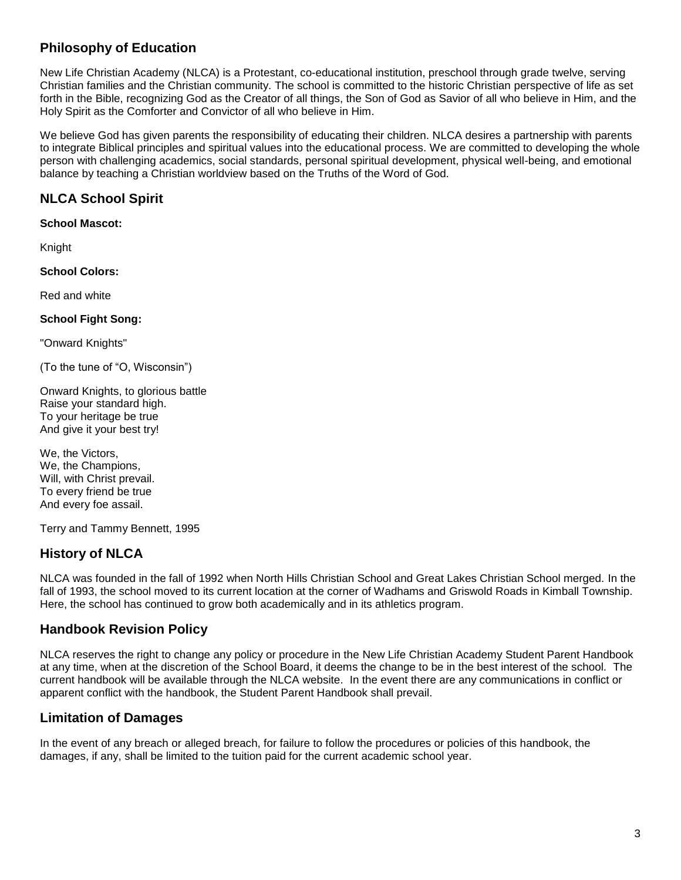## Philosophy of Education

New Life Christian Academy (NLCA) is a Protestant, co-educational institution, preschool through grade twelve, serving Christian families and the Christian community. The school is committed to the historic Christian perspective of life as set forth in the Bible, recognizing God as the Creator of all things, the Son of God as Savior of all who believe in Him, and the Holy Spirit as the Comforter and Convictor of all who believe in Him.

We believe God has given parents the responsibility of educating their children. NLCA desires a partnership with parents to integrate Biblical principles and spiritual values into the educational process. We are committed to developing the whole person with challenging academics, social standards, personal spiritual development, physical well-being, and emotional balance by teaching a Christian worldview based on the Truths of the Word of God.

## NLCA School Spirit

**School Mascot:**

Knight

**School Colors:**

Red and white

**School Fight Song:**

"Onward Knights"

(To the tune of "O, Wisconsin")

Onward Knights, to glorious battle
Raise your standard high.
To your heritage be true
And give it your best try!

We, the Victors,
We, the Champions,
Will, with Christ prevail.
To every friend be true
And every foe assail.

Terry and Tammy Bennett, 1995

## History of NLCA

NLCA was founded in the fall of 1992 when North Hills Christian School and Great Lakes Christian School merged. In the fall of 1993, the school moved to its current location at the corner of Wadhams and Griswold Roads in Kimball Township. Here, the school has continued to grow both academically and in its athletics program.

## Handbook Revision Policy

NLCA reserves the right to change any policy or procedure in the New Life Christian Academy Student Parent Handbook at any time, when at the discretion of the School Board, it deems the change to be in the best interest of the school. The current handbook will be available through the NLCA website. In the event there are any communications in conflict or apparent conflict with the handbook, the Student Parent Handbook shall prevail.

## Limitation of Damages

In the event of any breach or alleged breach, for failure to follow the procedures or policies of this handbook, the damages, if any, shall be limited to the tuition paid for the current academic school year.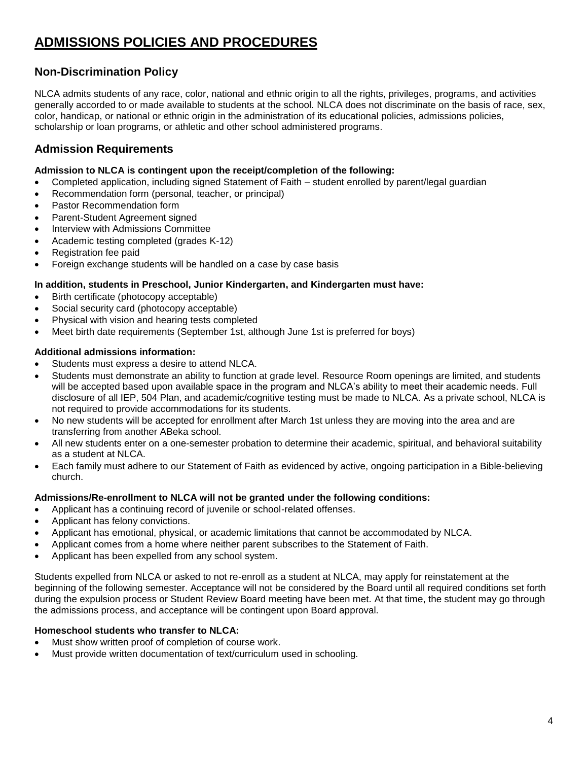# ADMISSIONS POLICIES AND PROCEDURES

## Non-Discrimination Policy

NLCA admits students of any race, color, national and ethnic origin to all the rights, privileges, programs, and activities generally accorded to or made available to students at the school. NLCA does not discriminate on the basis of race, sex, color, handicap, or national or ethnic origin in the administration of its educational policies, admissions policies, scholarship or loan programs, or athletic and other school administered programs.

## Admission Requirements

**Admission to NLCA is contingent upon the receipt/completion of the following:**

- Completed application, including signed Statement of Faith – student enrolled by parent/legal guardian
- Recommendation form (personal, teacher, or principal)
- Pastor Recommendation form
- Parent-Student Agreement signed
- Interview with Admissions Committee
- Academic testing completed (grades K-12)
- Registration fee paid
- Foreign exchange students will be handled on a case by case basis

**In addition, students in Preschool, Junior Kindergarten, and Kindergarten must have:**

- Birth certificate (photocopy acceptable)
- Social security card (photocopy acceptable)
- Physical with vision and hearing tests completed
- Meet birth date requirements (September 1st, although June 1st is preferred for boys)

**Additional admissions information:**

- Students must express a desire to attend NLCA.
- Students must demonstrate an ability to function at grade level. Resource Room openings are limited, and students will be accepted based upon available space in the program and NLCA's ability to meet their academic needs. Full disclosure of all IEP, 504 Plan, and academic/cognitive testing must be made to NLCA. As a private school, NLCA is not required to provide accommodations for its students.
- No new students will be accepted for enrollment after March 1st unless they are moving into the area and are transferring from another ABeka school.
- All new students enter on a one-semester probation to determine their academic, spiritual, and behavioral suitability as a student at NLCA.
- Each family must adhere to our Statement of Faith as evidenced by active, ongoing participation in a Bible-believing church.

**Admissions/Re-enrollment to NLCA will not be granted under the following conditions:**

- Applicant has a continuing record of juvenile or school-related offenses.
- Applicant has felony convictions.
- Applicant has emotional, physical, or academic limitations that cannot be accommodated by NLCA.
- Applicant comes from a home where neither parent subscribes to the Statement of Faith.
- Applicant has been expelled from any school system.

Students expelled from NLCA or asked to not re-enroll as a student at NLCA, may apply for reinstatement at the beginning of the following semester. Acceptance will not be considered by the Board until all required conditions set forth during the expulsion process or Student Review Board meeting have been met. At that time, the student may go through the admissions process, and acceptance will be contingent upon Board approval.

**Homeschool students who transfer to NLCA:**

- Must show written proof of completion of course work.
- Must provide written documentation of text/curriculum used in schooling.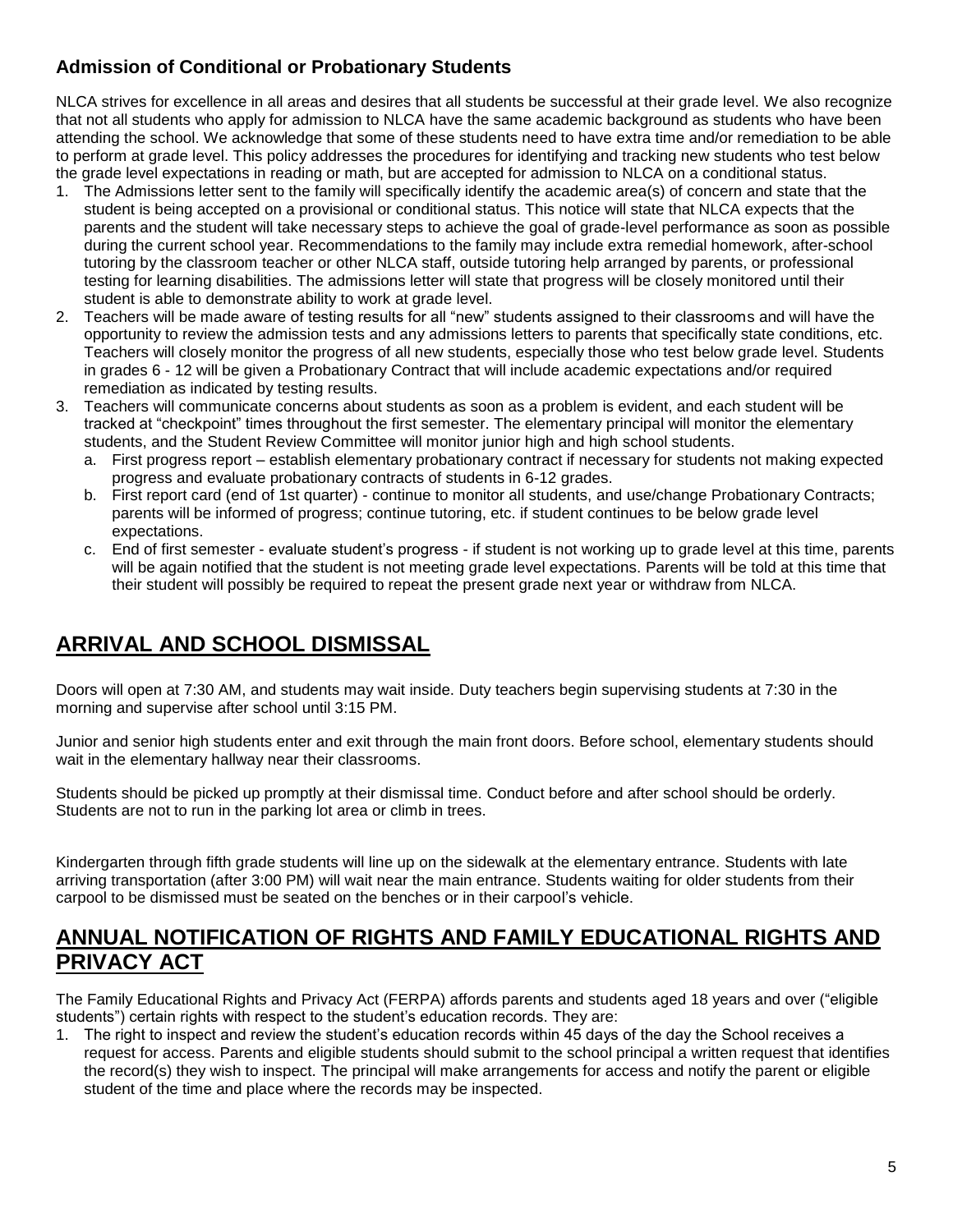### Admission of Conditional or Probationary Students

NLCA strives for excellence in all areas and desires that all students be successful at their grade level. We also recognize that not all students who apply for admission to NLCA have the same academic background as students who have been attending the school. We acknowledge that some of these students need to have extra time and/or remediation to be able to perform at grade level. This policy addresses the procedures for identifying and tracking new students who test below the grade level expectations in reading or math, but are accepted for admission to NLCA on a conditional status.

1. The Admissions letter sent to the family will specifically identify the academic area(s) of concern and state that the student is being accepted on a provisional or conditional status. This notice will state that NLCA expects that the parents and the student will take necessary steps to achieve the goal of grade-level performance as soon as possible during the current school year. Recommendations to the family may include extra remedial homework, after-school tutoring by the classroom teacher or other NLCA staff, outside tutoring help arranged by parents, or professional testing for learning disabilities. The admissions letter will state that progress will be closely monitored until their student is able to demonstrate ability to work at grade level.
2. Teachers will be made aware of testing results for all "new" students assigned to their classrooms and will have the opportunity to review the admission tests and any admissions letters to parents that specifically state conditions, etc. Teachers will closely monitor the progress of all new students, especially those who test below grade level. Students in grades 6 - 12 will be given a Probationary Contract that will include academic expectations and/or required remediation as indicated by testing results.
3. Teachers will communicate concerns about students as soon as a problem is evident, and each student will be tracked at "checkpoint" times throughout the first semester. The elementary principal will monitor the elementary students, and the Student Review Committee will monitor junior high and high school students.
   a. First progress report – establish elementary probationary contract if necessary for students not making expected progress and evaluate probationary contracts of students in 6-12 grades.
   b. First report card (end of 1st quarter) - continue to monitor all students, and use/change Probationary Contracts; parents will be informed of progress; continue tutoring, etc. if student continues to be below grade level expectations.
   c. End of first semester - evaluate student's progress - if student is not working up to grade level at this time, parents will be again notified that the student is not meeting grade level expectations. Parents will be told at this time that their student will possibly be required to repeat the present grade next year or withdraw from NLCA.

## ARRIVAL AND SCHOOL DISMISSAL

Doors will open at 7:30 AM, and students may wait inside. Duty teachers begin supervising students at 7:30 in the morning and supervise after school until 3:15 PM.

Junior and senior high students enter and exit through the main front doors. Before school, elementary students should wait in the elementary hallway near their classrooms.

Students should be picked up promptly at their dismissal time. Conduct before and after school should be orderly. Students are not to run in the parking lot area or climb in trees.

Kindergarten through fifth grade students will line up on the sidewalk at the elementary entrance. Students with late arriving transportation (after 3:00 PM) will wait near the main entrance. Students waiting for older students from their carpool to be dismissed must be seated on the benches or in their carpool's vehicle.

## ANNUAL NOTIFICATION OF RIGHTS AND FAMILY EDUCATIONAL RIGHTS AND PRIVACY ACT

The Family Educational Rights and Privacy Act (FERPA) affords parents and students aged 18 years and over ("eligible students") certain rights with respect to the student's education records. They are:

1. The right to inspect and review the student's education records within 45 days of the day the School receives a request for access. Parents and eligible students should submit to the school principal a written request that identifies the record(s) they wish to inspect. The principal will make arrangements for access and notify the parent or eligible student of the time and place where the records may be inspected.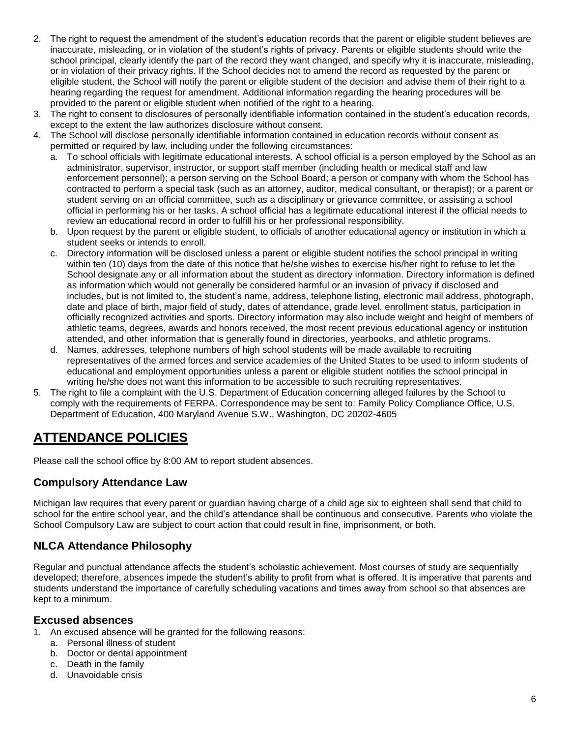2. The right to request the amendment of the student's education records that the parent or eligible student believes are inaccurate, misleading, or in violation of the student's rights of privacy. Parents or eligible students should write the school principal, clearly identify the part of the record they want changed, and specify why it is inaccurate, misleading, or in violation of their privacy rights. If the School decides not to amend the record as requested by the parent or eligible student, the School will notify the parent or eligible student of the decision and advise them of their right to a hearing regarding the request for amendment. Additional information regarding the hearing procedures will be provided to the parent or eligible student when notified of the right to a hearing.
3. The right to consent to disclosures of personally identifiable information contained in the student's education records, except to the extent the law authorizes disclosure without consent.
4. The School will disclose personally identifiable information contained in education records without consent as permitted or required by law, including under the following circumstances:
   a. To school officials with legitimate educational interests. A school official is a person employed by the School as an administrator, supervisor, instructor, or support staff member (including health or medical staff and law enforcement personnel); a person serving on the School Board; a person or company with whom the School has contracted to perform a special task (such as an attorney, auditor, medical consultant, or therapist); or a parent or student serving on an official committee, such as a disciplinary or grievance committee, or assisting a school official in performing his or her tasks. A school official has a legitimate educational interest if the official needs to review an educational record in order to fulfill his or her professional responsibility.
   b. Upon request by the parent or eligible student, to officials of another educational agency or institution in which a student seeks or intends to enroll.
   c. Directory information will be disclosed unless a parent or eligible student notifies the school principal in writing within ten (10) days from the date of this notice that he/she wishes to exercise his/her right to refuse to let the School designate any or all information about the student as directory information. Directory information is defined as information which would not generally be considered harmful or an invasion of privacy if disclosed and includes, but is not limited to, the student's name, address, telephone listing, electronic mail address, photograph, date and place of birth, major field of study, dates of attendance, grade level, enrollment status, participation in officially recognized activities and sports. Directory information may also include weight and height of members of athletic teams, degrees, awards and honors received, the most recent previous educational agency or institution attended, and other information that is generally found in directories, yearbooks, and athletic programs.
   d. Names, addresses, telephone numbers of high school students will be made available to recruiting representatives of the armed forces and service academies of the United States to be used to inform students of educational and employment opportunities unless a parent or eligible student notifies the school principal in writing he/she does not want this information to be accessible to such recruiting representatives.
5. The right to file a complaint with the U.S. Department of Education concerning alleged failures by the School to comply with the requirements of FERPA. Correspondence may be sent to: Family Policy Compliance Office, U.S. Department of Education, 400 Maryland Avenue S.W., Washington, DC 20202-4605

# ATTENDANCE POLICIES

Please call the school office by 8:00 AM to report student absences.

## Compulsory Attendance Law

Michigan law requires that every parent or guardian having charge of a child age six to eighteen shall send that child to school for the entire school year, and the child's attendance shall be continuous and consecutive. Parents who violate the School Compulsory Law are subject to court action that could result in fine, imprisonment, or both.

## NLCA Attendance Philosophy

Regular and punctual attendance affects the student's scholastic achievement. Most courses of study are sequentially developed; therefore, absences impede the student's ability to profit from what is offered. It is imperative that parents and students understand the importance of carefully scheduling vacations and times away from school so that absences are kept to a minimum.

## Excused absences

1. An excused absence will be granted for the following reasons:
   a. Personal illness of student
   b. Doctor or dental appointment
   c. Death in the family
   d. Unavoidable crisis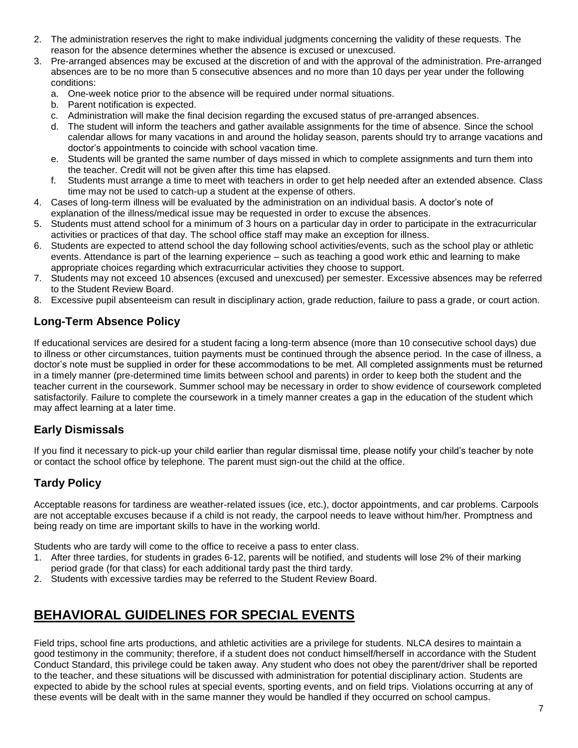2. The administration reserves the right to make individual judgments concerning the validity of these requests. The reason for the absence determines whether the absence is excused or unexcused.
3. Pre-arranged absences may be excused at the discretion of and with the approval of the administration. Pre-arranged absences are to be no more than 5 consecutive absences and no more than 10 days per year under the following conditions:
   a. One-week notice prior to the absence will be required under normal situations.
   b. Parent notification is expected.
   c. Administration will make the final decision regarding the excused status of pre-arranged absences.
   d. The student will inform the teachers and gather available assignments for the time of absence. Since the school calendar allows for many vacations in and around the holiday season, parents should try to arrange vacations and doctor's appointments to coincide with school vacation time.
   e. Students will be granted the same number of days missed in which to complete assignments and turn them into the teacher. Credit will not be given after this time has elapsed.
   f. Students must arrange a time to meet with teachers in order to get help needed after an extended absence. Class time may not be used to catch-up a student at the expense of others.
4. Cases of long-term illness will be evaluated by the administration on an individual basis. A doctor's note of explanation of the illness/medical issue may be requested in order to excuse the absences.
5. Students must attend school for a minimum of 3 hours on a particular day in order to participate in the extracurricular activities or practices of that day. The school office staff may make an exception for illness.
6. Students are expected to attend school the day following school activities/events, such as the school play or athletic events. Attendance is part of the learning experience – such as teaching a good work ethic and learning to make appropriate choices regarding which extracurricular activities they choose to support.
7. Students may not exceed 10 absences (excused and unexcused) per semester. Excessive absences may be referred to the Student Review Board.
8. Excessive pupil absenteeism can result in disciplinary action, grade reduction, failure to pass a grade, or court action.

### Long-Term Absence Policy

If educational services are desired for a student facing a long-term absence (more than 10 consecutive school days) due to illness or other circumstances, tuition payments must be continued through the absence period. In the case of illness, a doctor's note must be supplied in order for these accommodations to be met. All completed assignments must be returned in a timely manner (pre-determined time limits between school and parents) in order to keep both the student and the teacher current in the coursework. Summer school may be necessary in order to show evidence of coursework completed satisfactorily. Failure to complete the coursework in a timely manner creates a gap in the education of the student which may affect learning at a later time.

### Early Dismissals

If you find it necessary to pick-up your child earlier than regular dismissal time, please notify your child's teacher by note or contact the school office by telephone. The parent must sign-out the child at the office.

### Tardy Policy

Acceptable reasons for tardiness are weather-related issues (ice, etc.), doctor appointments, and car problems. Carpools are not acceptable excuses because if a child is not ready, the carpool needs to leave without him/her. Promptness and being ready on time are important skills to have in the working world.

Students who are tardy will come to the office to receive a pass to enter class.

1. After three tardies, for students in grades 6-12, parents will be notified, and students will lose 2% of their marking period grade (for that class) for each additional tardy past the third tardy.
2. Students with excessive tardies may be referred to the Student Review Board.

## BEHAVIORAL GUIDELINES FOR SPECIAL EVENTS

Field trips, school fine arts productions, and athletic activities are a privilege for students. NLCA desires to maintain a good testimony in the community; therefore, if a student does not conduct himself/herself in accordance with the Student Conduct Standard, this privilege could be taken away. Any student who does not obey the parent/driver shall be reported to the teacher, and these situations will be discussed with administration for potential disciplinary action. Students are expected to abide by the school rules at special events, sporting events, and on field trips. Violations occurring at any of these events will be dealt with in the same manner they would be handled if they occurred on school campus.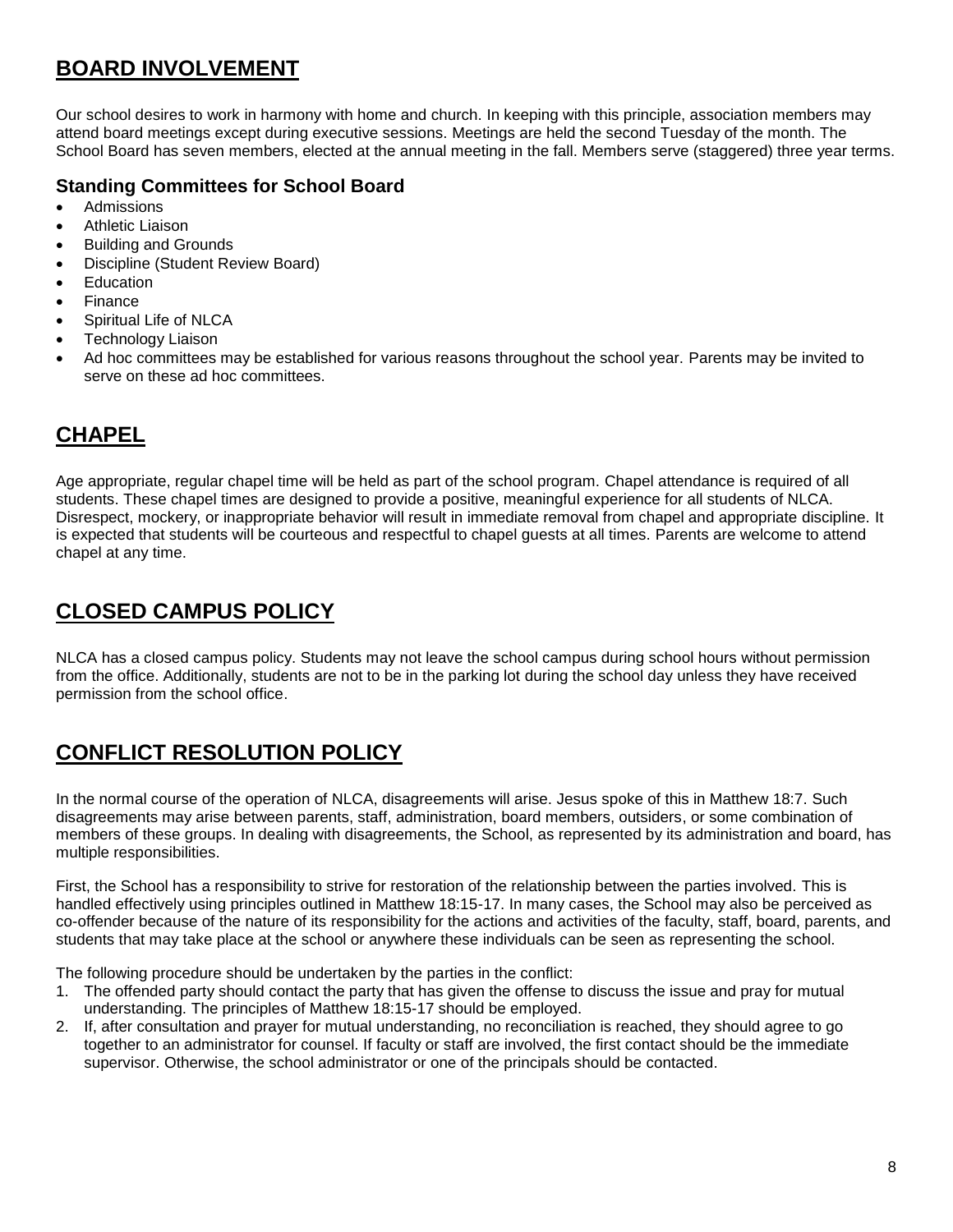## BOARD INVOLVEMENT

Our school desires to work in harmony with home and church. In keeping with this principle, association members may attend board meetings except during executive sessions. Meetings are held the second Tuesday of the month. The School Board has seven members, elected at the annual meeting in the fall. Members serve (staggered) three year terms.

### Standing Committees for School Board

- Admissions
- Athletic Liaison
- Building and Grounds
- Discipline (Student Review Board)
- Education
- Finance
- Spiritual Life of NLCA
- Technology Liaison
- Ad hoc committees may be established for various reasons throughout the school year. Parents may be invited to serve on these ad hoc committees.

## CHAPEL

Age appropriate, regular chapel time will be held as part of the school program. Chapel attendance is required of all students. These chapel times are designed to provide a positive, meaningful experience for all students of NLCA. Disrespect, mockery, or inappropriate behavior will result in immediate removal from chapel and appropriate discipline. It is expected that students will be courteous and respectful to chapel guests at all times. Parents are welcome to attend chapel at any time.

## CLOSED CAMPUS POLICY

NLCA has a closed campus policy. Students may not leave the school campus during school hours without permission from the office. Additionally, students are not to be in the parking lot during the school day unless they have received permission from the school office.

## CONFLICT RESOLUTION POLICY

In the normal course of the operation of NLCA, disagreements will arise. Jesus spoke of this in Matthew 18:7. Such disagreements may arise between parents, staff, administration, board members, outsiders, or some combination of members of these groups. In dealing with disagreements, the School, as represented by its administration and board, has multiple responsibilities.

First, the School has a responsibility to strive for restoration of the relationship between the parties involved. This is handled effectively using principles outlined in Matthew 18:15-17. In many cases, the School may also be perceived as co-offender because of the nature of its responsibility for the actions and activities of the faculty, staff, board, parents, and students that may take place at the school or anywhere these individuals can be seen as representing the school.

The following procedure should be undertaken by the parties in the conflict:

1. The offended party should contact the party that has given the offense to discuss the issue and pray for mutual understanding. The principles of Matthew 18:15-17 should be employed.
2. If, after consultation and prayer for mutual understanding, no reconciliation is reached, they should agree to go together to an administrator for counsel. If faculty or staff are involved, the first contact should be the immediate supervisor. Otherwise, the school administrator or one of the principals should be contacted.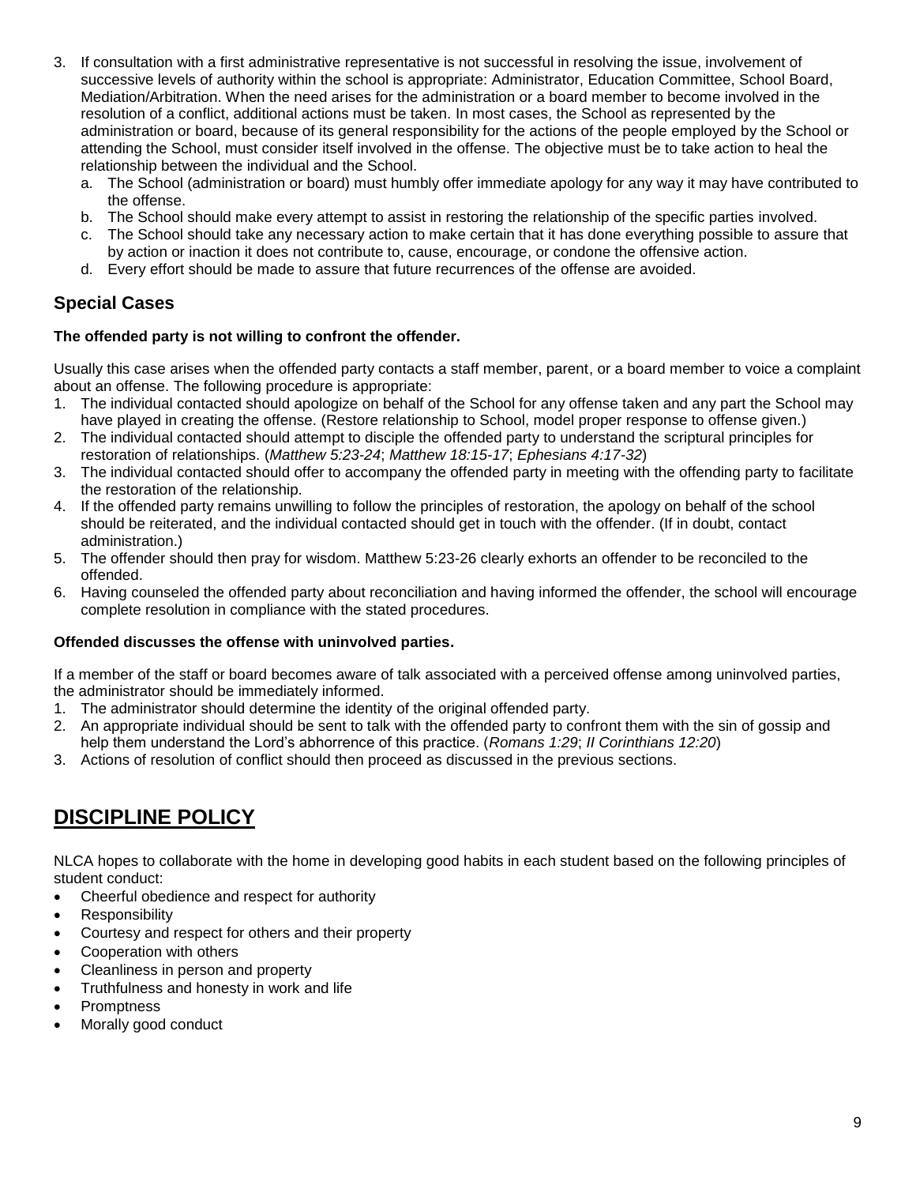3. If consultation with a first administrative representative is not successful in resolving the issue, involvement of successive levels of authority within the school is appropriate: Administrator, Education Committee, School Board, Mediation/Arbitration. When the need arises for the administration or a board member to become involved in the resolution of a conflict, additional actions must be taken. In most cases, the School as represented by the administration or board, because of its general responsibility for the actions of the people employed by the School or attending the School, must consider itself involved in the offense. The objective must be to take action to heal the relationship between the individual and the School.
   a. The School (administration or board) must humbly offer immediate apology for any way it may have contributed to the offense.
   b. The School should make every attempt to assist in restoring the relationship of the specific parties involved.
   c. The School should take any necessary action to make certain that it has done everything possible to assure that by action or inaction it does not contribute to, cause, encourage, or condone the offensive action.
   d. Every effort should be made to assure that future recurrences of the offense are avoided.

## Special Cases

**The offended party is not willing to confront the offender.**

Usually this case arises when the offended party contacts a staff member, parent, or a board member to voice a complaint about an offense. The following procedure is appropriate:

1. The individual contacted should apologize on behalf of the School for any offense taken and any part the School may have played in creating the offense. (Restore relationship to School, model proper response to offense given.)
2. The individual contacted should attempt to disciple the offended party to understand the scriptural principles for restoration of relationships. (*Matthew 5:23-24*; *Matthew 18:15-17*; *Ephesians 4:17-32*)
3. The individual contacted should offer to accompany the offended party in meeting with the offending party to facilitate the restoration of the relationship.
4. If the offended party remains unwilling to follow the principles of restoration, the apology on behalf of the school should be reiterated, and the individual contacted should get in touch with the offender. (If in doubt, contact administration.)
5. The offender should then pray for wisdom. Matthew 5:23-26 clearly exhorts an offender to be reconciled to the offended.
6. Having counseled the offended party about reconciliation and having informed the offender, the school will encourage complete resolution in compliance with the stated procedures.

**Offended discusses the offense with uninvolved parties.**

If a member of the staff or board becomes aware of talk associated with a perceived offense among uninvolved parties, the administrator should be immediately informed.

1. The administrator should determine the identity of the original offended party.
2. An appropriate individual should be sent to talk with the offended party to confront them with the sin of gossip and help them understand the Lord's abhorrence of this practice. (*Romans 1:29*; *II Corinthians 12:20*)
3. Actions of resolution of conflict should then proceed as discussed in the previous sections.

# DISCIPLINE POLICY

NLCA hopes to collaborate with the home in developing good habits in each student based on the following principles of student conduct:

- Cheerful obedience and respect for authority
- Responsibility
- Courtesy and respect for others and their property
- Cooperation with others
- Cleanliness in person and property
- Truthfulness and honesty in work and life
- Promptness
- Morally good conduct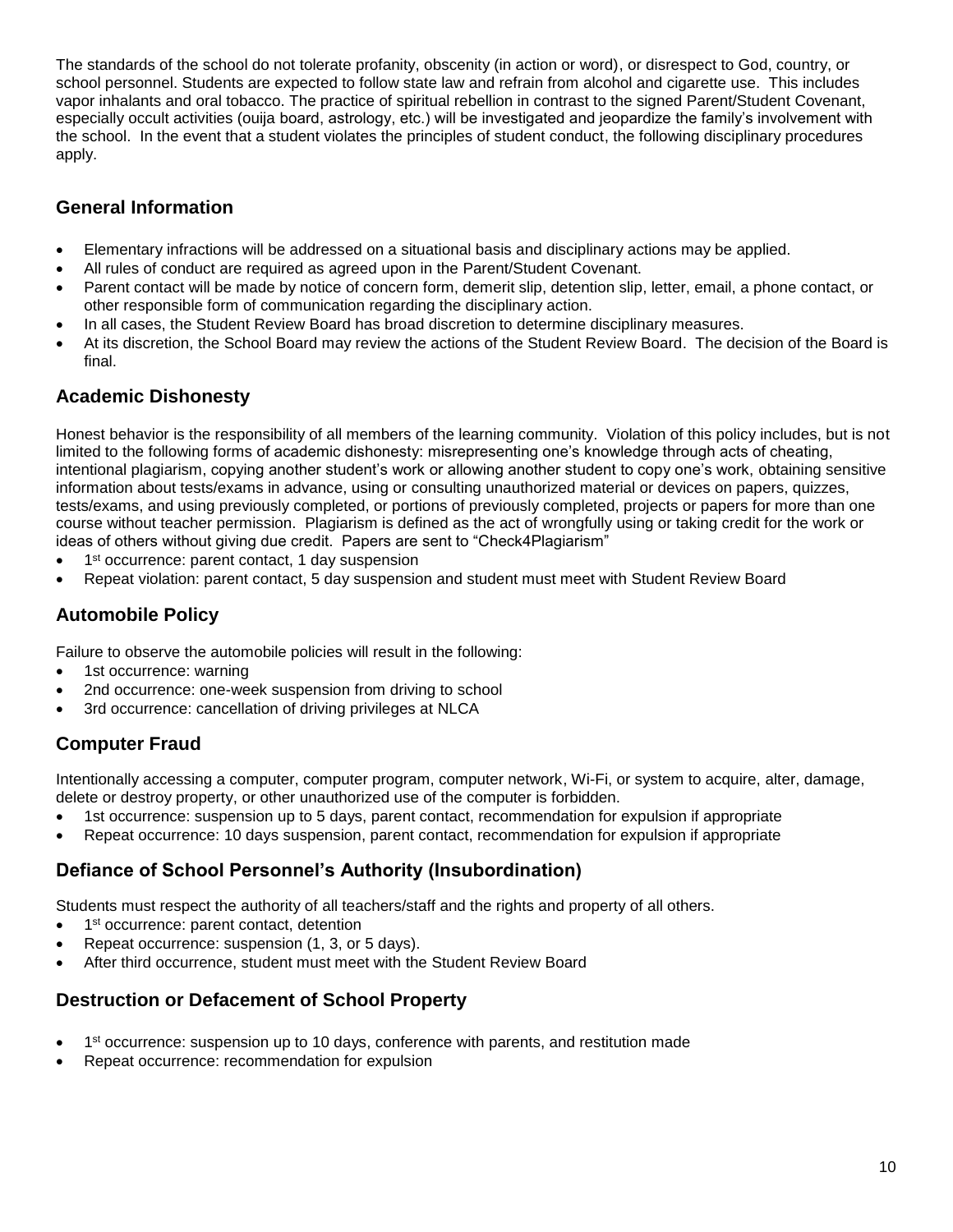The standards of the school do not tolerate profanity, obscenity (in action or word), or disrespect to God, country, or school personnel. Students are expected to follow state law and refrain from alcohol and cigarette use. This includes vapor inhalants and oral tobacco. The practice of spiritual rebellion in contrast to the signed Parent/Student Covenant, especially occult activities (ouija board, astrology, etc.) will be investigated and jeopardize the family's involvement with the school. In the event that a student violates the principles of student conduct, the following disciplinary procedures apply.

## General Information

- Elementary infractions will be addressed on a situational basis and disciplinary actions may be applied.
- All rules of conduct are required as agreed upon in the Parent/Student Covenant.
- Parent contact will be made by notice of concern form, demerit slip, detention slip, letter, email, a phone contact, or other responsible form of communication regarding the disciplinary action.
- In all cases, the Student Review Board has broad discretion to determine disciplinary measures.
- At its discretion, the School Board may review the actions of the Student Review Board. The decision of the Board is final.

## Academic Dishonesty

Honest behavior is the responsibility of all members of the learning community. Violation of this policy includes, but is not limited to the following forms of academic dishonesty: misrepresenting one's knowledge through acts of cheating, intentional plagiarism, copying another student's work or allowing another student to copy one's work, obtaining sensitive information about tests/exams in advance, using or consulting unauthorized material or devices on papers, quizzes, tests/exams, and using previously completed, or portions of previously completed, projects or papers for more than one course without teacher permission. Plagiarism is defined as the act of wrongfully using or taking credit for the work or ideas of others without giving due credit. Papers are sent to "Check4Plagiarism"

- 1st occurrence: parent contact, 1 day suspension
- Repeat violation: parent contact, 5 day suspension and student must meet with Student Review Board

## Automobile Policy

Failure to observe the automobile policies will result in the following:

- 1st occurrence: warning
- 2nd occurrence: one-week suspension from driving to school
- 3rd occurrence: cancellation of driving privileges at NLCA

## Computer Fraud

Intentionally accessing a computer, computer program, computer network, Wi-Fi, or system to acquire, alter, damage, delete or destroy property, or other unauthorized use of the computer is forbidden.

- 1st occurrence: suspension up to 5 days, parent contact, recommendation for expulsion if appropriate
- Repeat occurrence: 10 days suspension, parent contact, recommendation for expulsion if appropriate

## Defiance of School Personnel's Authority (Insubordination)

Students must respect the authority of all teachers/staff and the rights and property of all others.

- 1st occurrence: parent contact, detention
- Repeat occurrence: suspension (1, 3, or 5 days).
- After third occurrence, student must meet with the Student Review Board

## Destruction or Defacement of School Property

- 1st occurrence: suspension up to 10 days, conference with parents, and restitution made
- Repeat occurrence: recommendation for expulsion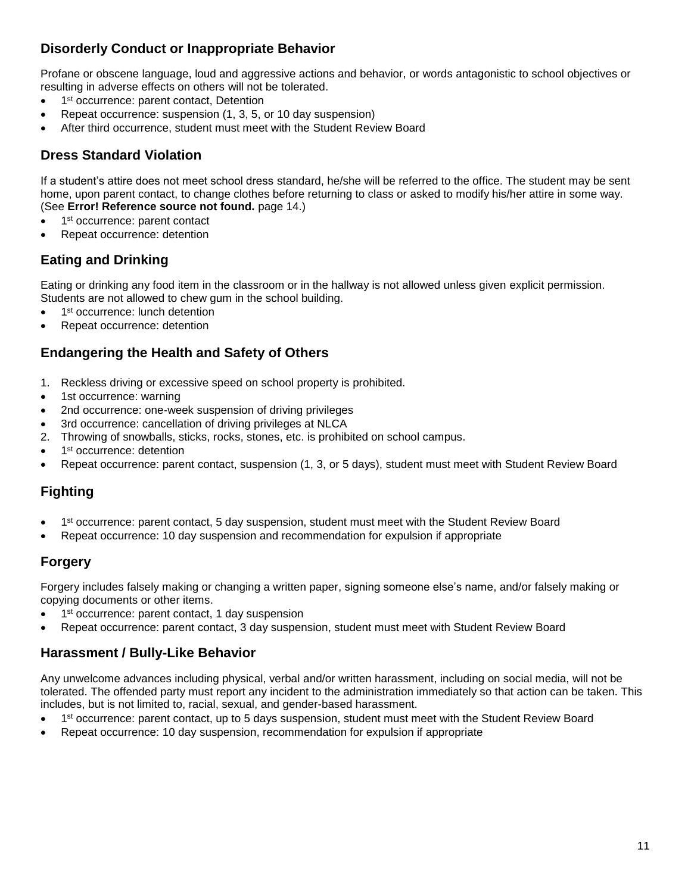## Disorderly Conduct or Inappropriate Behavior

Profane or obscene language, loud and aggressive actions and behavior, or words antagonistic to school objectives or resulting in adverse effects on others will not be tolerated.

- 1st occurrence: parent contact, Detention
- Repeat occurrence: suspension (1, 3, 5, or 10 day suspension)
- After third occurrence, student must meet with the Student Review Board

## Dress Standard Violation

If a student's attire does not meet school dress standard, he/she will be referred to the office. The student may be sent home, upon parent contact, to change clothes before returning to class or asked to modify his/her attire in some way. (See **Error! Reference source not found.** page 14.)

- 1st occurrence: parent contact
- Repeat occurrence: detention

## Eating and Drinking

Eating or drinking any food item in the classroom or in the hallway is not allowed unless given explicit permission. Students are not allowed to chew gum in the school building.

- 1st occurrence: lunch detention
- Repeat occurrence: detention

## Endangering the Health and Safety of Others

1. Reckless driving or excessive speed on school property is prohibited.
   - 1st occurrence: warning
   - 2nd occurrence: one-week suspension of driving privileges
   - 3rd occurrence: cancellation of driving privileges at NLCA
2. Throwing of snowballs, sticks, rocks, stones, etc. is prohibited on school campus.
   - 1st occurrence: detention
   - Repeat occurrence: parent contact, suspension (1, 3, or 5 days), student must meet with Student Review Board

## Fighting

- 1st occurrence: parent contact, 5 day suspension, student must meet with the Student Review Board
- Repeat occurrence: 10 day suspension and recommendation for expulsion if appropriate

## Forgery

Forgery includes falsely making or changing a written paper, signing someone else's name, and/or falsely making or copying documents or other items.

- 1st occurrence: parent contact, 1 day suspension
- Repeat occurrence: parent contact, 3 day suspension, student must meet with Student Review Board

## Harassment / Bully-Like Behavior

Any unwelcome advances including physical, verbal and/or written harassment, including on social media, will not be tolerated. The offended party must report any incident to the administration immediately so that action can be taken. This includes, but is not limited to, racial, sexual, and gender-based harassment.

- 1st occurrence: parent contact, up to 5 days suspension, student must meet with the Student Review Board
- Repeat occurrence: 10 day suspension, recommendation for expulsion if appropriate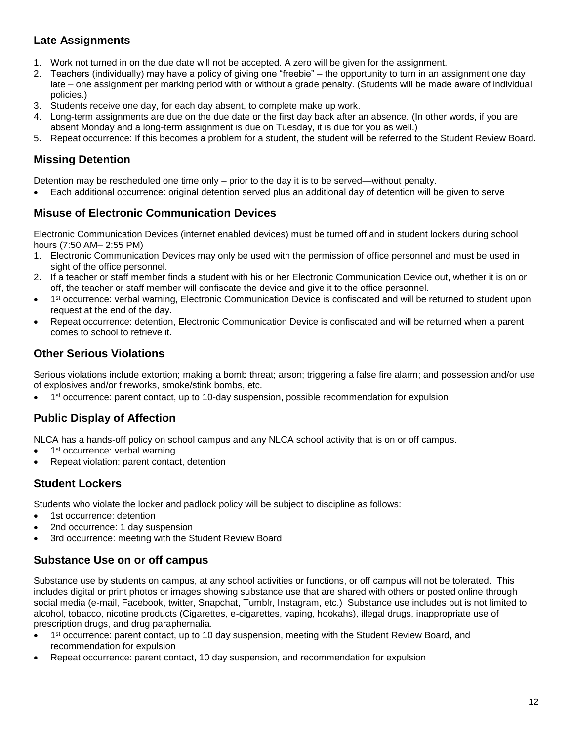## Late Assignments

1. Work not turned in on the due date will not be accepted. A zero will be given for the assignment.
2. Teachers (individually) may have a policy of giving one "freebie" – the opportunity to turn in an assignment one day late – one assignment per marking period with or without a grade penalty. (Students will be made aware of individual policies.)
3. Students receive one day, for each day absent, to complete make up work.
4. Long-term assignments are due on the due date or the first day back after an absence. (In other words, if you are absent Monday and a long-term assignment is due on Tuesday, it is due for you as well.)
5. Repeat occurrence: If this becomes a problem for a student, the student will be referred to the Student Review Board.

## Missing Detention

Detention may be rescheduled one time only – prior to the day it is to be served—without penalty.

- Each additional occurrence: original detention served plus an additional day of detention will be given to serve

## Misuse of Electronic Communication Devices

Electronic Communication Devices (internet enabled devices) must be turned off and in student lockers during school hours (7:50 AM– 2:55 PM)

1. Electronic Communication Devices may only be used with the permission of office personnel and must be used in sight of the office personnel.
2. If a teacher or staff member finds a student with his or her Electronic Communication Device out, whether it is on or off, the teacher or staff member will confiscate the device and give it to the office personnel.

- 1st occurrence: verbal warning, Electronic Communication Device is confiscated and will be returned to student upon request at the end of the day.
- Repeat occurrence: detention, Electronic Communication Device is confiscated and will be returned when a parent comes to school to retrieve it.

## Other Serious Violations

Serious violations include extortion; making a bomb threat; arson; triggering a false fire alarm; and possession and/or use of explosives and/or fireworks, smoke/stink bombs, etc.

- 1st occurrence: parent contact, up to 10-day suspension, possible recommendation for expulsion

## Public Display of Affection

NLCA has a hands-off policy on school campus and any NLCA school activity that is on or off campus.

- 1st occurrence: verbal warning
- Repeat violation: parent contact, detention

## Student Lockers

Students who violate the locker and padlock policy will be subject to discipline as follows:

- 1st occurrence: detention
- 2nd occurrence: 1 day suspension
- 3rd occurrence: meeting with the Student Review Board

## Substance Use on or off campus

Substance use by students on campus, at any school activities or functions, or off campus will not be tolerated. This includes digital or print photos or images showing substance use that are shared with others or posted online through social media (e-mail, Facebook, twitter, Snapchat, Tumblr, Instagram, etc.) Substance use includes but is not limited to alcohol, tobacco, nicotine products (Cigarettes, e-cigarettes, vaping, hookahs), illegal drugs, inappropriate use of prescription drugs, and drug paraphernalia.

- 1st occurrence: parent contact, up to 10 day suspension, meeting with the Student Review Board, and recommendation for expulsion
- Repeat occurrence: parent contact, 10 day suspension, and recommendation for expulsion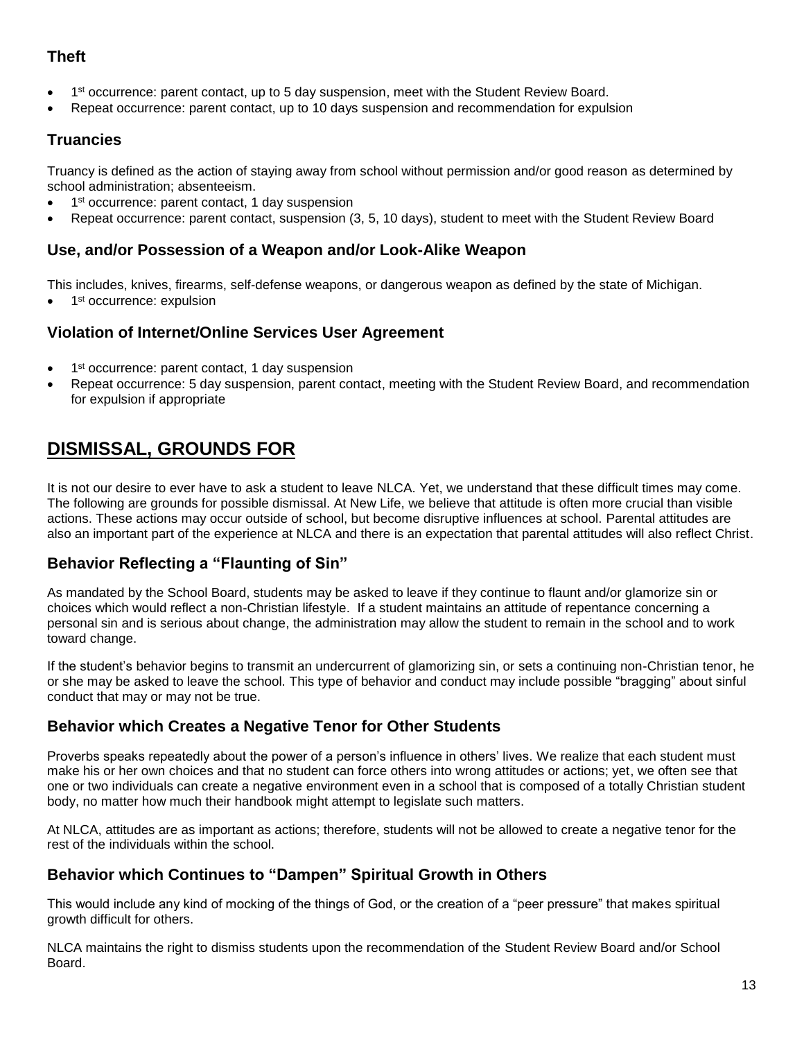### Theft

- 1st occurrence: parent contact, up to 5 day suspension, meet with the Student Review Board.
- Repeat occurrence: parent contact, up to 10 days suspension and recommendation for expulsion

### Truancies

Truancy is defined as the action of staying away from school without permission and/or good reason as determined by school administration; absenteeism.

- 1st occurrence: parent contact, 1 day suspension
- Repeat occurrence: parent contact, suspension (3, 5, 10 days), student to meet with the Student Review Board

### Use, and/or Possession of a Weapon and/or Look-Alike Weapon

This includes, knives, firearms, self-defense weapons, or dangerous weapon as defined by the state of Michigan.

- 1st occurrence: expulsion

### Violation of Internet/Online Services User Agreement

- 1st occurrence: parent contact, 1 day suspension
- Repeat occurrence: 5 day suspension, parent contact, meeting with the Student Review Board, and recommendation for expulsion if appropriate

## DISMISSAL, GROUNDS FOR

It is not our desire to ever have to ask a student to leave NLCA. Yet, we understand that these difficult times may come. The following are grounds for possible dismissal. At New Life, we believe that attitude is often more crucial than visible actions. These actions may occur outside of school, but become disruptive influences at school. Parental attitudes are also an important part of the experience at NLCA and there is an expectation that parental attitudes will also reflect Christ.

### Behavior Reflecting a "Flaunting of Sin"

As mandated by the School Board, students may be asked to leave if they continue to flaunt and/or glamorize sin or choices which would reflect a non-Christian lifestyle. If a student maintains an attitude of repentance concerning a personal sin and is serious about change, the administration may allow the student to remain in the school and to work toward change.

If the student's behavior begins to transmit an undercurrent of glamorizing sin, or sets a continuing non-Christian tenor, he or she may be asked to leave the school. This type of behavior and conduct may include possible "bragging" about sinful conduct that may or may not be true.

### Behavior which Creates a Negative Tenor for Other Students

Proverbs speaks repeatedly about the power of a person's influence in others' lives. We realize that each student must make his or her own choices and that no student can force others into wrong attitudes or actions; yet, we often see that one or two individuals can create a negative environment even in a school that is composed of a totally Christian student body, no matter how much their handbook might attempt to legislate such matters.

At NLCA, attitudes are as important as actions; therefore, students will not be allowed to create a negative tenor for the rest of the individuals within the school.

### Behavior which Continues to "Dampen" Spiritual Growth in Others

This would include any kind of mocking of the things of God, or the creation of a "peer pressure" that makes spiritual growth difficult for others.

NLCA maintains the right to dismiss students upon the recommendation of the Student Review Board and/or School Board.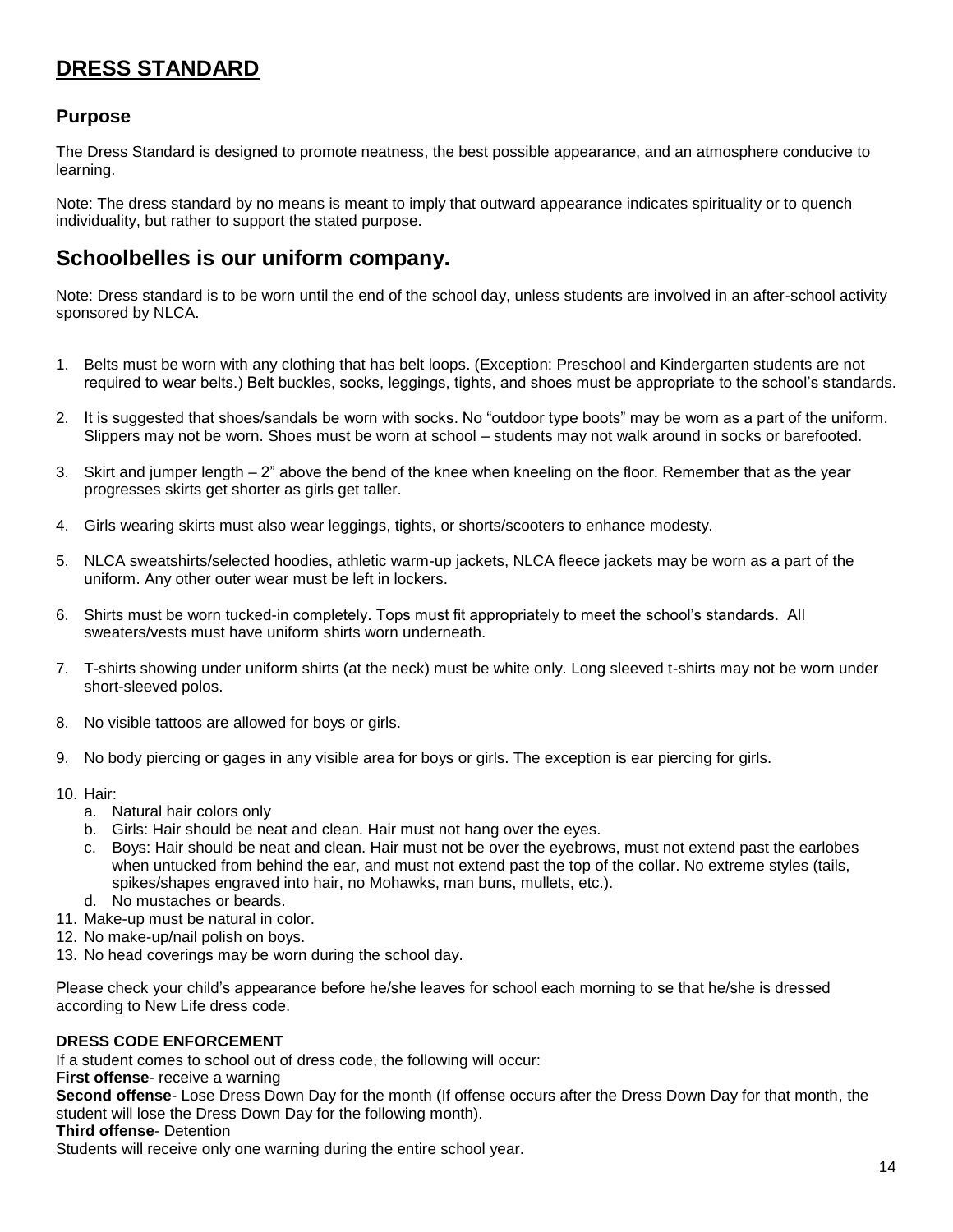# DRESS STANDARD

## Purpose

The Dress Standard is designed to promote neatness, the best possible appearance, and an atmosphere conducive to learning.

Note: The dress standard by no means is meant to imply that outward appearance indicates spirituality or to quench individuality, but rather to support the stated purpose.

## Schoolbelles is our uniform company.

Note: Dress standard is to be worn until the end of the school day, unless students are involved in an after-school activity sponsored by NLCA.

1. Belts must be worn with any clothing that has belt loops. (Exception: Preschool and Kindergarten students are not required to wear belts.) Belt buckles, socks, leggings, tights, and shoes must be appropriate to the school's standards.
2. It is suggested that shoes/sandals be worn with socks. No "outdoor type boots" may be worn as a part of the uniform. Slippers may not be worn. Shoes must be worn at school – students may not walk around in socks or barefooted.
3. Skirt and jumper length – 2" above the bend of the knee when kneeling on the floor. Remember that as the year progresses skirts get shorter as girls get taller.
4. Girls wearing skirts must also wear leggings, tights, or shorts/scooters to enhance modesty.
5. NLCA sweatshirts/selected hoodies, athletic warm-up jackets, NLCA fleece jackets may be worn as a part of the uniform. Any other outer wear must be left in lockers.
6. Shirts must be worn tucked-in completely. Tops must fit appropriately to meet the school's standards. All sweaters/vests must have uniform shirts worn underneath.
7. T-shirts showing under uniform shirts (at the neck) must be white only. Long sleeved t-shirts may not be worn under short-sleeved polos.
8. No visible tattoos are allowed for boys or girls.
9. No body piercing or gages in any visible area for boys or girls. The exception is ear piercing for girls.
10. Hair:
    a. Natural hair colors only
    b. Girls: Hair should be neat and clean. Hair must not hang over the eyes.
    c. Boys: Hair should be neat and clean. Hair must not be over the eyebrows, must not extend past the earlobes when untucked from behind the ear, and must not extend past the top of the collar. No extreme styles (tails, spikes/shapes engraved into hair, no Mohawks, man buns, mullets, etc.).
    d. No mustaches or beards.
11. Make-up must be natural in color.
12. No make-up/nail polish on boys.
13. No head coverings may be worn during the school day.

Please check your child's appearance before he/she leaves for school each morning to se that he/she is dressed according to New Life dress code.

**DRESS CODE ENFORCEMENT**

If a student comes to school out of dress code, the following will occur:

**First offense**- receive a warning

**Second offense**- Lose Dress Down Day for the month (If offense occurs after the Dress Down Day for that month, the student will lose the Dress Down Day for the following month).

**Third offense**- Detention

Students will receive only one warning during the entire school year.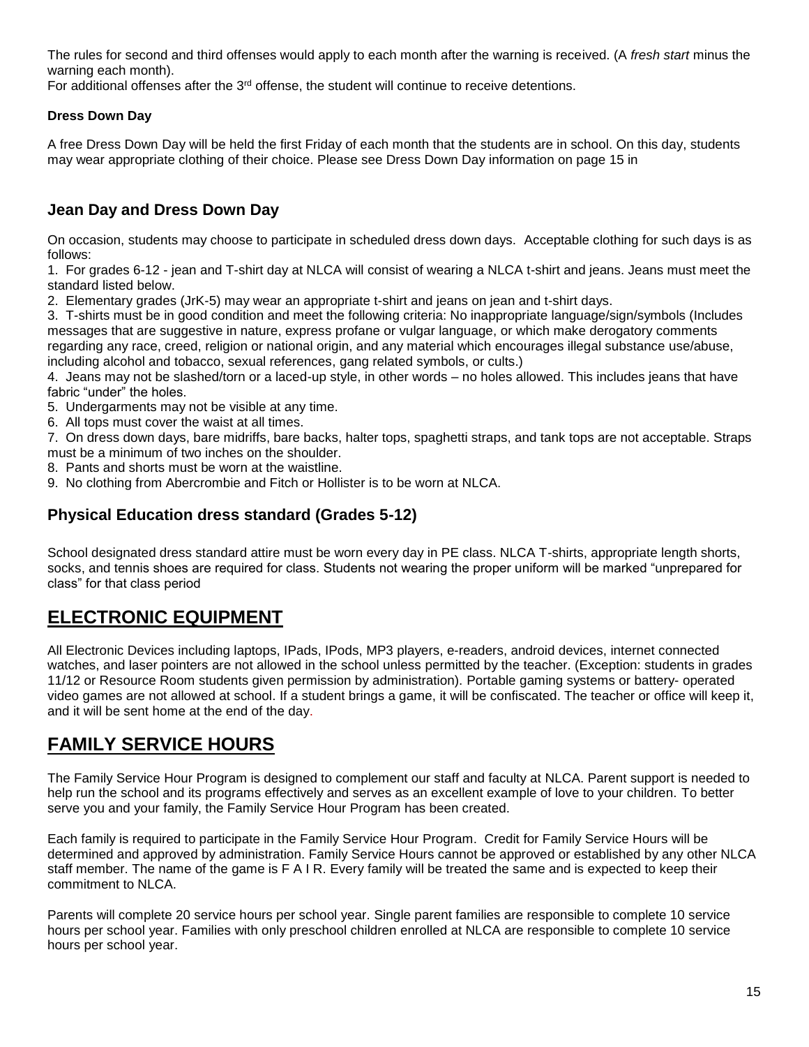The rules for second and third offenses would apply to each month after the warning is received. (A *fresh start* minus the warning each month).

For additional offenses after the 3rd offense, the student will continue to receive detentions.

**Dress Down Day**

A free Dress Down Day will be held the first Friday of each month that the students are in school. On this day, students may wear appropriate clothing of their choice. Please see Dress Down Day information on page 15 in

### Jean Day and Dress Down Day

On occasion, students may choose to participate in scheduled dress down days. Acceptable clothing for such days is as follows:

1. For grades 6-12 - jean and T-shirt day at NLCA will consist of wearing a NLCA t-shirt and jeans. Jeans must meet the standard listed below.
2. Elementary grades (JrK-5) may wear an appropriate t-shirt and jeans on jean and t-shirt days.
3. T-shirts must be in good condition and meet the following criteria: No inappropriate language/sign/symbols (Includes messages that are suggestive in nature, express profane or vulgar language, or which make derogatory comments regarding any race, creed, religion or national origin, and any material which encourages illegal substance use/abuse, including alcohol and tobacco, sexual references, gang related symbols, or cults.)
4. Jeans may not be slashed/torn or a laced-up style, in other words – no holes allowed. This includes jeans that have fabric "under" the holes.
5. Undergarments may not be visible at any time.
6. All tops must cover the waist at all times.
7. On dress down days, bare midriffs, bare backs, halter tops, spaghetti straps, and tank tops are not acceptable. Straps must be a minimum of two inches on the shoulder.
8. Pants and shorts must be worn at the waistline.
9. No clothing from Abercrombie and Fitch or Hollister is to be worn at NLCA.

### Physical Education dress standard (Grades 5-12)

School designated dress standard attire must be worn every day in PE class. NLCA T-shirts, appropriate length shorts, socks, and tennis shoes are required for class. Students not wearing the proper uniform will be marked "unprepared for class" for that class period

## ELECTRONIC EQUIPMENT

All Electronic Devices including laptops, IPads, IPods, MP3 players, e-readers, android devices, internet connected watches, and laser pointers are not allowed in the school unless permitted by the teacher. (Exception: students in grades 11/12 or Resource Room students given permission by administration). Portable gaming systems or battery- operated video games are not allowed at school. If a student brings a game, it will be confiscated. The teacher or office will keep it, and it will be sent home at the end of the day.

## FAMILY SERVICE HOURS

The Family Service Hour Program is designed to complement our staff and faculty at NLCA. Parent support is needed to help run the school and its programs effectively and serves as an excellent example of love to your children. To better serve you and your family, the Family Service Hour Program has been created.

Each family is required to participate in the Family Service Hour Program. Credit for Family Service Hours will be determined and approved by administration. Family Service Hours cannot be approved or established by any other NLCA staff member. The name of the game is F A I R. Every family will be treated the same and is expected to keep their commitment to NLCA.

Parents will complete 20 service hours per school year. Single parent families are responsible to complete 10 service hours per school year. Families with only preschool children enrolled at NLCA are responsible to complete 10 service hours per school year.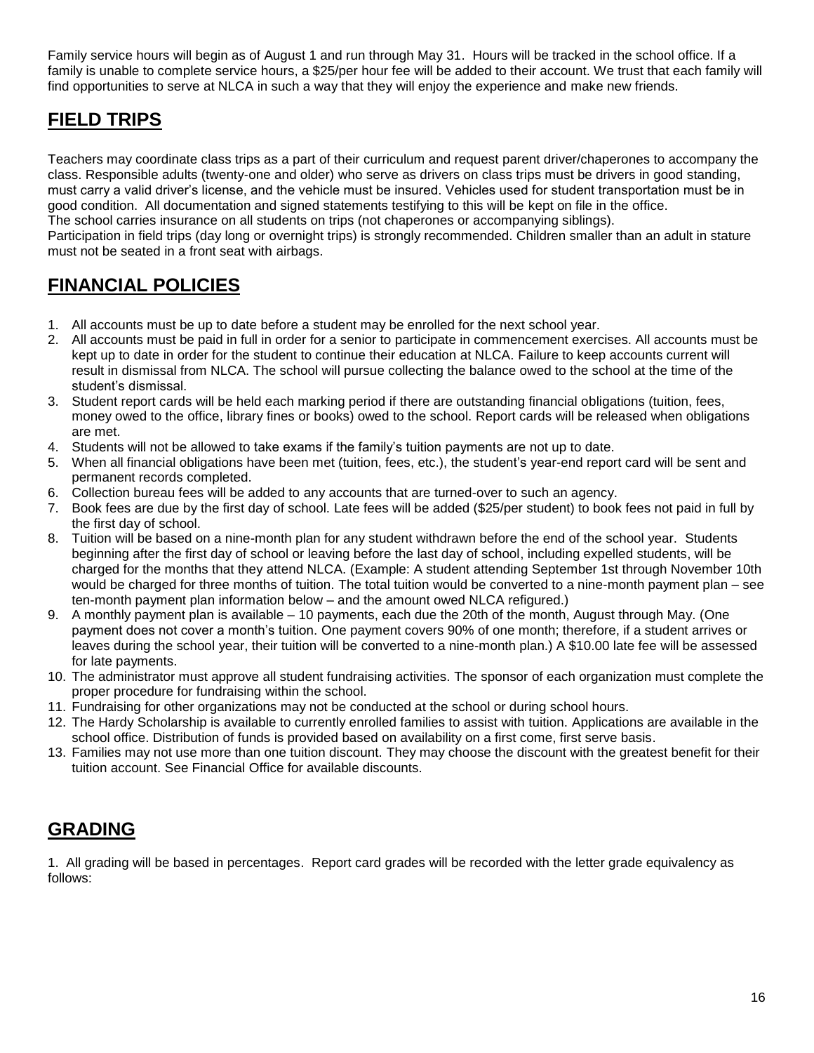Family service hours will begin as of August 1 and run through May 31. Hours will be tracked in the school office. If a family is unable to complete service hours, a $25/per hour fee will be added to their account. We trust that each family will find opportunities to serve at NLCA in such a way that they will enjoy the experience and make new friends.

## FIELD TRIPS

Teachers may coordinate class trips as a part of their curriculum and request parent driver/chaperones to accompany the class. Responsible adults (twenty-one and older) who serve as drivers on class trips must be drivers in good standing, must carry a valid driver's license, and the vehicle must be insured. Vehicles used for student transportation must be in good condition. All documentation and signed statements testifying to this will be kept on file in the office.
The school carries insurance on all students on trips (not chaperones or accompanying siblings).
Participation in field trips (day long or overnight trips) is strongly recommended. Children smaller than an adult in stature must not be seated in a front seat with airbags.

## FINANCIAL POLICIES

1. All accounts must be up to date before a student may be enrolled for the next school year.
2. All accounts must be paid in full in order for a senior to participate in commencement exercises. All accounts must be kept up to date in order for the student to continue their education at NLCA. Failure to keep accounts current will result in dismissal from NLCA. The school will pursue collecting the balance owed to the school at the time of the student's dismissal.
3. Student report cards will be held each marking period if there are outstanding financial obligations (tuition, fees, money owed to the office, library fines or books) owed to the school. Report cards will be released when obligations are met.
4. Students will not be allowed to take exams if the family's tuition payments are not up to date.
5. When all financial obligations have been met (tuition, fees, etc.), the student's year-end report card will be sent and permanent records completed.
6. Collection bureau fees will be added to any accounts that are turned-over to such an agency.
7. Book fees are due by the first day of school. Late fees will be added ($25/per student) to book fees not paid in full by the first day of school.
8. Tuition will be based on a nine-month plan for any student withdrawn before the end of the school year. Students beginning after the first day of school or leaving before the last day of school, including expelled students, will be charged for the months that they attend NLCA. (Example: A student attending September 1st through November 10th would be charged for three months of tuition. The total tuition would be converted to a nine-month payment plan – see ten-month payment plan information below – and the amount owed NLCA refigured.)
9. A monthly payment plan is available – 10 payments, each due the 20th of the month, August through May. (One payment does not cover a month's tuition. One payment covers 90% of one month; therefore, if a student arrives or leaves during the school year, their tuition will be converted to a nine-month plan.) A $10.00 late fee will be assessed for late payments.
10. The administrator must approve all student fundraising activities. The sponsor of each organization must complete the proper procedure for fundraising within the school.
11. Fundraising for other organizations may not be conducted at the school or during school hours.
12. The Hardy Scholarship is available to currently enrolled families to assist with tuition. Applications are available in the school office. Distribution of funds is provided based on availability on a first come, first serve basis.
13. Families may not use more than one tuition discount. They may choose the discount with the greatest benefit for their tuition account. See Financial Office for available discounts.

## GRADING

1. All grading will be based in percentages. Report card grades will be recorded with the letter grade equivalency as follows: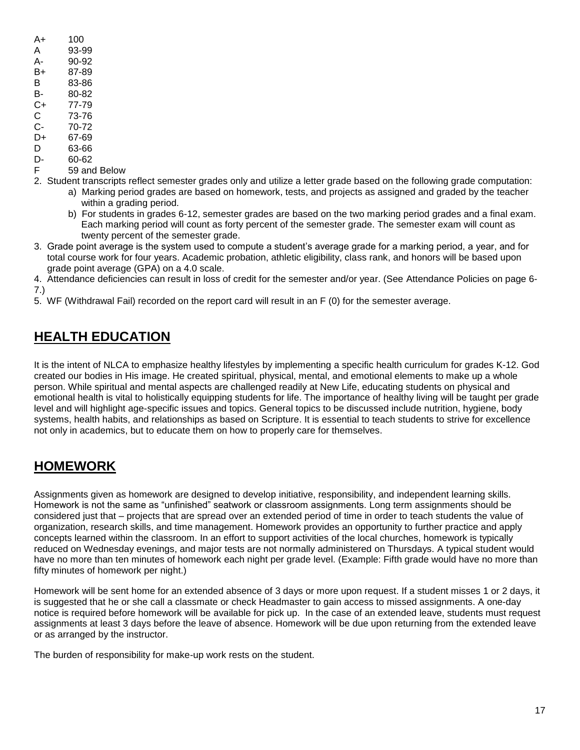| | |
|---|---|
| A+ | 100 |
| A | 93-99 |
| A- | 90-92 |
| B+ | 87-89 |
| B | 83-86 |
| B- | 80-82 |
| C+ | 77-79 |
| C | 73-76 |
| C- | 70-72 |
| D+ | 67-69 |
| D | 63-66 |
| D- | 60-62 |
| F | 59 and Below |

2. Student transcripts reflect semester grades only and utilize a letter grade based on the following grade computation:
   a) Marking period grades are based on homework, tests, and projects as assigned and graded by the teacher within a grading period.
   b) For students in grades 6-12, semester grades are based on the two marking period grades and a final exam. Each marking period will count as forty percent of the semester grade. The semester exam will count as twenty percent of the semester grade.
3. Grade point average is the system used to compute a student's average grade for a marking period, a year, and for total course work for four years. Academic probation, athletic eligibility, class rank, and honors will be based upon grade point average (GPA) on a 4.0 scale.
4. Attendance deficiencies can result in loss of credit for the semester and/or year. (See Attendance Policies on page 6-7.)
5. WF (Withdrawal Fail) recorded on the report card will result in an F (0) for the semester average.

## HEALTH EDUCATION

It is the intent of NLCA to emphasize healthy lifestyles by implementing a specific health curriculum for grades K-12. God created our bodies in His image. He created spiritual, physical, mental, and emotional elements to make up a whole person. While spiritual and mental aspects are challenged readily at New Life, educating students on physical and emotional health is vital to holistically equipping students for life. The importance of healthy living will be taught per grade level and will highlight age-specific issues and topics. General topics to be discussed include nutrition, hygiene, body systems, health habits, and relationships as based on Scripture. It is essential to teach students to strive for excellence not only in academics, but to educate them on how to properly care for themselves.

## HOMEWORK

Assignments given as homework are designed to develop initiative, responsibility, and independent learning skills. Homework is not the same as "unfinished" seatwork or classroom assignments. Long term assignments should be considered just that – projects that are spread over an extended period of time in order to teach students the value of organization, research skills, and time management. Homework provides an opportunity to further practice and apply concepts learned within the classroom. In an effort to support activities of the local churches, homework is typically reduced on Wednesday evenings, and major tests are not normally administered on Thursdays. A typical student would have no more than ten minutes of homework each night per grade level. (Example: Fifth grade would have no more than fifty minutes of homework per night.)

Homework will be sent home for an extended absence of 3 days or more upon request. If a student misses 1 or 2 days, it is suggested that he or she call a classmate or check Headmaster to gain access to missed assignments. A one-day notice is required before homework will be available for pick up. In the case of an extended leave, students must request assignments at least 3 days before the leave of absence. Homework will be due upon returning from the extended leave or as arranged by the instructor.

The burden of responsibility for make-up work rests on the student.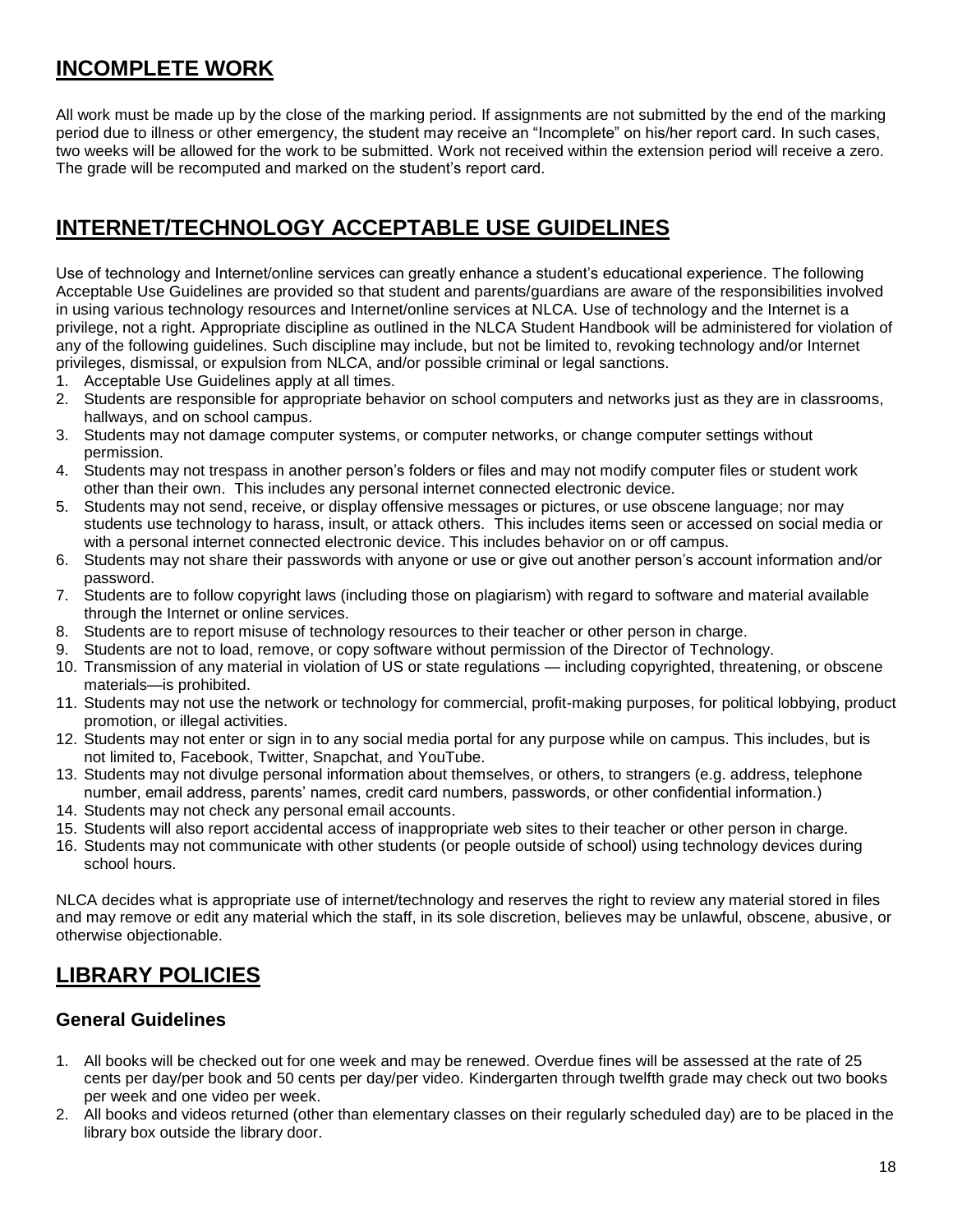## INCOMPLETE WORK

All work must be made up by the close of the marking period. If assignments are not submitted by the end of the marking period due to illness or other emergency, the student may receive an "Incomplete" on his/her report card. In such cases, two weeks will be allowed for the work to be submitted. Work not received within the extension period will receive a zero. The grade will be recomputed and marked on the student's report card.

## INTERNET/TECHNOLOGY ACCEPTABLE USE GUIDELINES

Use of technology and Internet/online services can greatly enhance a student's educational experience. The following Acceptable Use Guidelines are provided so that student and parents/guardians are aware of the responsibilities involved in using various technology resources and Internet/online services at NLCA. Use of technology and the Internet is a privilege, not a right. Appropriate discipline as outlined in the NLCA Student Handbook will be administered for violation of any of the following guidelines. Such discipline may include, but not be limited to, revoking technology and/or Internet privileges, dismissal, or expulsion from NLCA, and/or possible criminal or legal sanctions.

1. Acceptable Use Guidelines apply at all times.
2. Students are responsible for appropriate behavior on school computers and networks just as they are in classrooms, hallways, and on school campus.
3. Students may not damage computer systems, or computer networks, or change computer settings without permission.
4. Students may not trespass in another person's folders or files and may not modify computer files or student work other than their own. This includes any personal internet connected electronic device.
5. Students may not send, receive, or display offensive messages or pictures, or use obscene language; nor may students use technology to harass, insult, or attack others. This includes items seen or accessed on social media or with a personal internet connected electronic device. This includes behavior on or off campus.
6. Students may not share their passwords with anyone or use or give out another person's account information and/or password.
7. Students are to follow copyright laws (including those on plagiarism) with regard to software and material available through the Internet or online services.
8. Students are to report misuse of technology resources to their teacher or other person in charge.
9. Students are not to load, remove, or copy software without permission of the Director of Technology.
10. Transmission of any material in violation of US or state regulations — including copyrighted, threatening, or obscene materials—is prohibited.
11. Students may not use the network or technology for commercial, profit-making purposes, for political lobbying, product promotion, or illegal activities.
12. Students may not enter or sign in to any social media portal for any purpose while on campus. This includes, but is not limited to, Facebook, Twitter, Snapchat, and YouTube.
13. Students may not divulge personal information about themselves, or others, to strangers (e.g. address, telephone number, email address, parents' names, credit card numbers, passwords, or other confidential information.)
14. Students may not check any personal email accounts.
15. Students will also report accidental access of inappropriate web sites to their teacher or other person in charge.
16. Students may not communicate with other students (or people outside of school) using technology devices during school hours.

NLCA decides what is appropriate use of internet/technology and reserves the right to review any material stored in files and may remove or edit any material which the staff, in its sole discretion, believes may be unlawful, obscene, abusive, or otherwise objectionable.

## LIBRARY POLICIES

### General Guidelines

1. All books will be checked out for one week and may be renewed. Overdue fines will be assessed at the rate of 25 cents per day/per book and 50 cents per day/per video. Kindergarten through twelfth grade may check out two books per week and one video per week.
2. All books and videos returned (other than elementary classes on their regularly scheduled day) are to be placed in the library box outside the library door.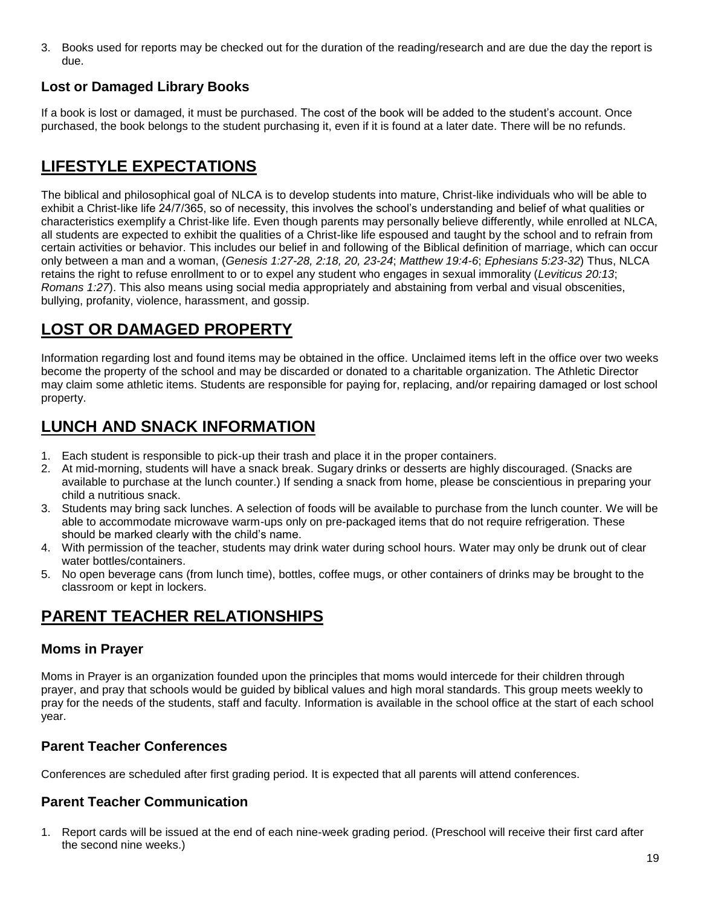3. Books used for reports may be checked out for the duration of the reading/research and are due the day the report is due.

### Lost or Damaged Library Books

If a book is lost or damaged, it must be purchased. The cost of the book will be added to the student's account. Once purchased, the book belongs to the student purchasing it, even if it is found at a later date. There will be no refunds.

## LIFESTYLE EXPECTATIONS

The biblical and philosophical goal of NLCA is to develop students into mature, Christ-like individuals who will be able to exhibit a Christ-like life 24/7/365, so of necessity, this involves the school's understanding and belief of what qualities or characteristics exemplify a Christ-like life. Even though parents may personally believe differently, while enrolled at NLCA, all students are expected to exhibit the qualities of a Christ-like life espoused and taught by the school and to refrain from certain activities or behavior. This includes our belief in and following of the Biblical definition of marriage, which can occur only between a man and a woman, (*Genesis 1:27-28, 2:18, 20, 23-24*; *Matthew 19:4-6*; *Ephesians 5:23-32*) Thus, NLCA retains the right to refuse enrollment to or to expel any student who engages in sexual immorality (*Leviticus 20:13*; *Romans 1:27*). This also means using social media appropriately and abstaining from verbal and visual obscenities, bullying, profanity, violence, harassment, and gossip.

## LOST OR DAMAGED PROPERTY

Information regarding lost and found items may be obtained in the office. Unclaimed items left in the office over two weeks become the property of the school and may be discarded or donated to a charitable organization. The Athletic Director may claim some athletic items. Students are responsible for paying for, replacing, and/or repairing damaged or lost school property.

## LUNCH AND SNACK INFORMATION

1. Each student is responsible to pick-up their trash and place it in the proper containers.
2. At mid-morning, students will have a snack break. Sugary drinks or desserts are highly discouraged. (Snacks are available to purchase at the lunch counter.) If sending a snack from home, please be conscientious in preparing your child a nutritious snack.
3. Students may bring sack lunches. A selection of foods will be available to purchase from the lunch counter. We will be able to accommodate microwave warm-ups only on pre-packaged items that do not require refrigeration. These should be marked clearly with the child's name.
4. With permission of the teacher, students may drink water during school hours. Water may only be drunk out of clear water bottles/containers.
5. No open beverage cans (from lunch time), bottles, coffee mugs, or other containers of drinks may be brought to the classroom or kept in lockers.

## PARENT TEACHER RELATIONSHIPS

### Moms in Prayer

Moms in Prayer is an organization founded upon the principles that moms would intercede for their children through prayer, and pray that schools would be guided by biblical values and high moral standards. This group meets weekly to pray for the needs of the students, staff and faculty. Information is available in the school office at the start of each school year.

### Parent Teacher Conferences

Conferences are scheduled after first grading period. It is expected that all parents will attend conferences.

### Parent Teacher Communication

1. Report cards will be issued at the end of each nine-week grading period. (Preschool will receive their first card after the second nine weeks.)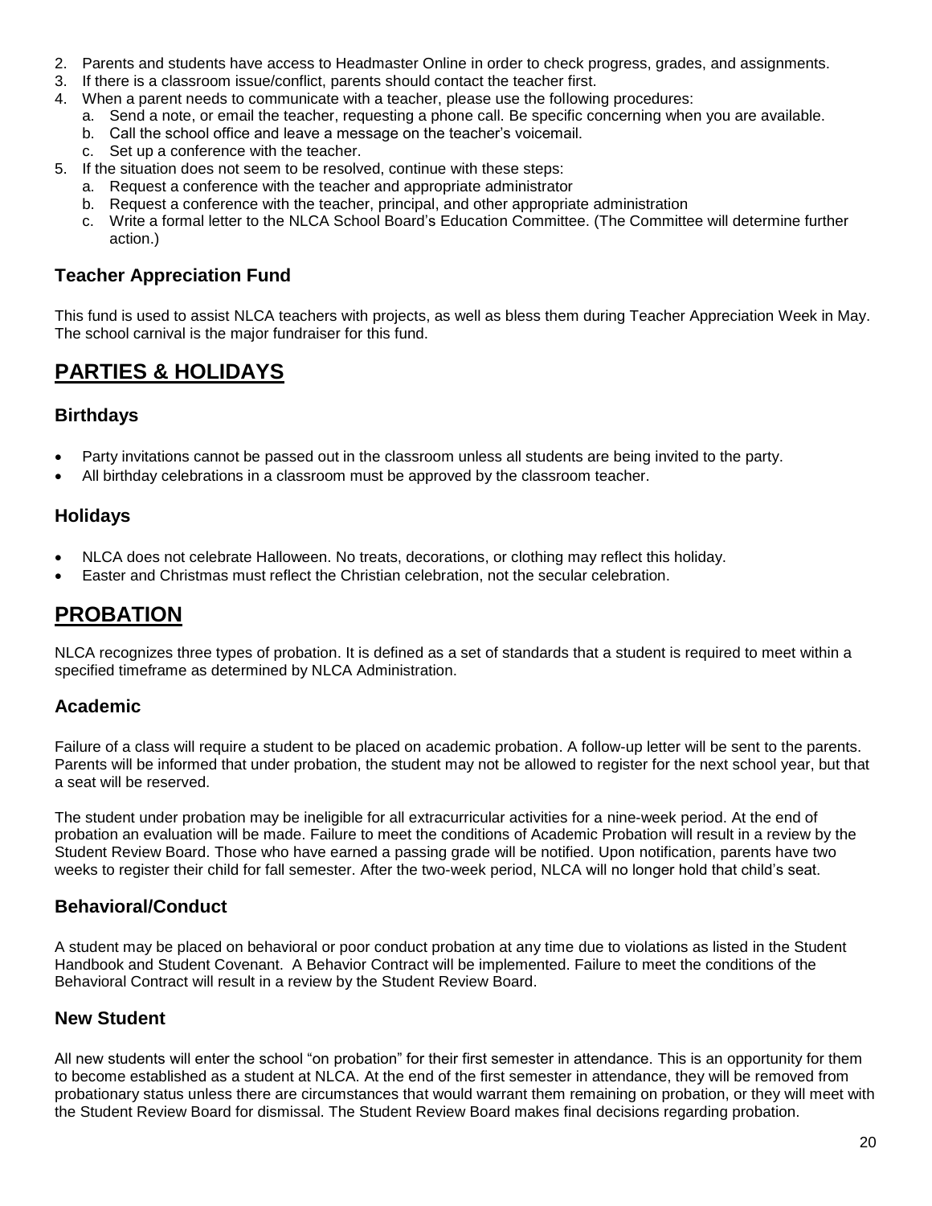2. Parents and students have access to Headmaster Online in order to check progress, grades, and assignments.
3. If there is a classroom issue/conflict, parents should contact the teacher first.
4. When a parent needs to communicate with a teacher, please use the following procedures:
   a. Send a note, or email the teacher, requesting a phone call. Be specific concerning when you are available.
   b. Call the school office and leave a message on the teacher's voicemail.
   c. Set up a conference with the teacher.
5. If the situation does not seem to be resolved, continue with these steps:
   a. Request a conference with the teacher and appropriate administrator
   b. Request a conference with the teacher, principal, and other appropriate administration
   c. Write a formal letter to the NLCA School Board's Education Committee. (The Committee will determine further action.)

### Teacher Appreciation Fund

This fund is used to assist NLCA teachers with projects, as well as bless them during Teacher Appreciation Week in May. The school carnival is the major fundraiser for this fund.

## PARTIES & HOLIDAYS

### Birthdays

- Party invitations cannot be passed out in the classroom unless all students are being invited to the party.
- All birthday celebrations in a classroom must be approved by the classroom teacher.

### Holidays

- NLCA does not celebrate Halloween. No treats, decorations, or clothing may reflect this holiday.
- Easter and Christmas must reflect the Christian celebration, not the secular celebration.

## PROBATION

NLCA recognizes three types of probation. It is defined as a set of standards that a student is required to meet within a specified timeframe as determined by NLCA Administration.

### Academic

Failure of a class will require a student to be placed on academic probation. A follow-up letter will be sent to the parents. Parents will be informed that under probation, the student may not be allowed to register for the next school year, but that a seat will be reserved.

The student under probation may be ineligible for all extracurricular activities for a nine-week period. At the end of probation an evaluation will be made. Failure to meet the conditions of Academic Probation will result in a review by the Student Review Board. Those who have earned a passing grade will be notified. Upon notification, parents have two weeks to register their child for fall semester. After the two-week period, NLCA will no longer hold that child's seat.

### Behavioral/Conduct

A student may be placed on behavioral or poor conduct probation at any time due to violations as listed in the Student Handbook and Student Covenant. A Behavior Contract will be implemented. Failure to meet the conditions of the Behavioral Contract will result in a review by the Student Review Board.

### New Student

All new students will enter the school "on probation" for their first semester in attendance. This is an opportunity for them to become established as a student at NLCA. At the end of the first semester in attendance, they will be removed from probationary status unless there are circumstances that would warrant them remaining on probation, or they will meet with the Student Review Board for dismissal. The Student Review Board makes final decisions regarding probation.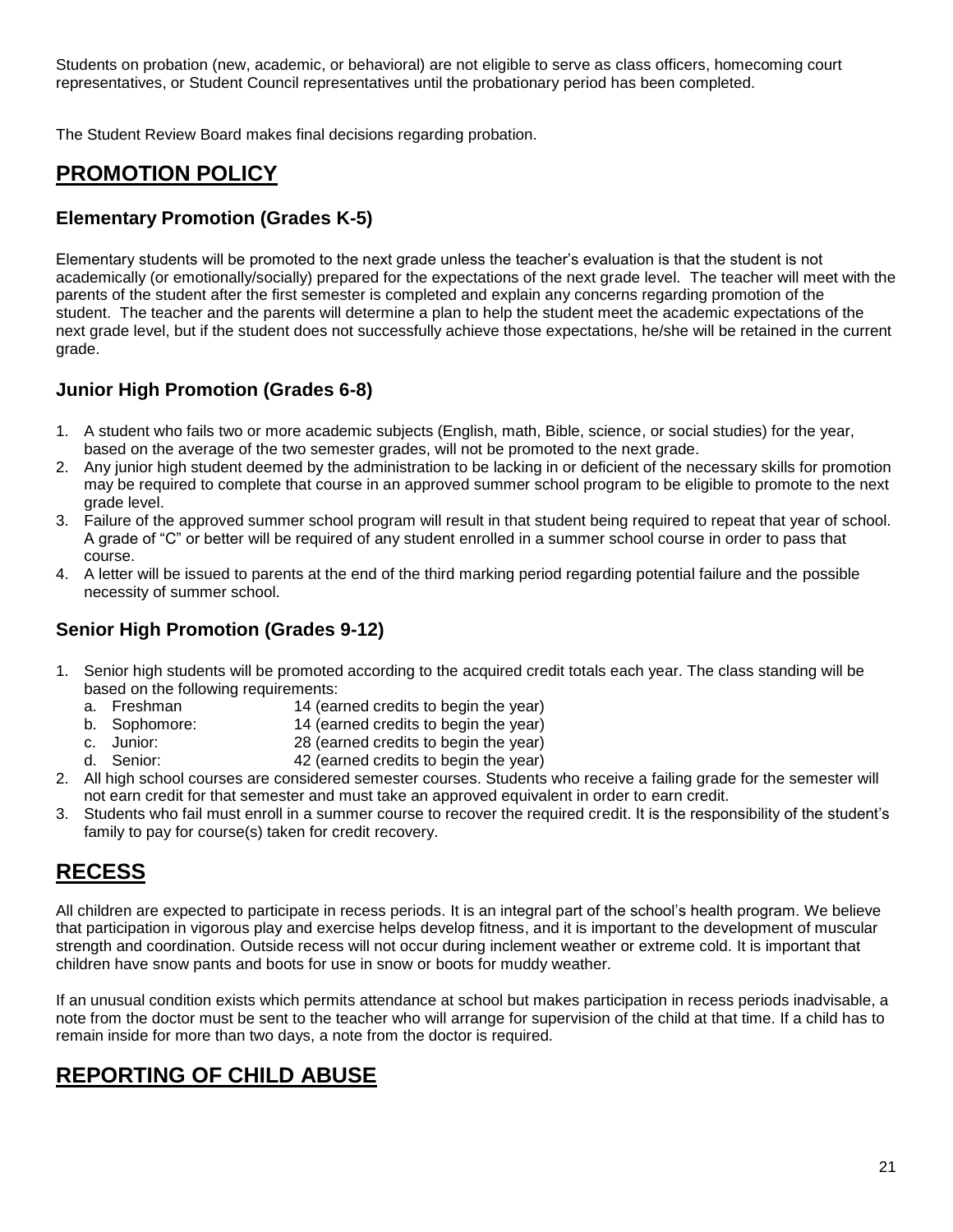Students on probation (new, academic, or behavioral) are not eligible to serve as class officers, homecoming court representatives, or Student Council representatives until the probationary period has been completed.

The Student Review Board makes final decisions regarding probation.

# PROMOTION POLICY

### Elementary Promotion (Grades K-5)

Elementary students will be promoted to the next grade unless the teacher's evaluation is that the student is not academically (or emotionally/socially) prepared for the expectations of the next grade level. The teacher will meet with the parents of the student after the first semester is completed and explain any concerns regarding promotion of the student. The teacher and the parents will determine a plan to help the student meet the academic expectations of the next grade level, but if the student does not successfully achieve those expectations, he/she will be retained in the current grade.

### Junior High Promotion (Grades 6-8)

1. A student who fails two or more academic subjects (English, math, Bible, science, or social studies) for the year, based on the average of the two semester grades, will not be promoted to the next grade.
2. Any junior high student deemed by the administration to be lacking in or deficient of the necessary skills for promotion may be required to complete that course in an approved summer school program to be eligible to promote to the next grade level.
3. Failure of the approved summer school program will result in that student being required to repeat that year of school. A grade of "C" or better will be required of any student enrolled in a summer school course in order to pass that course.
4. A letter will be issued to parents at the end of the third marking period regarding potential failure and the possible necessity of summer school.

### Senior High Promotion (Grades 9-12)

1. Senior high students will be promoted according to the acquired credit totals each year. The class standing will be based on the following requirements:
   a. Freshman 14 (earned credits to begin the year)
   b. Sophomore: 14 (earned credits to begin the year)
   c. Junior: 28 (earned credits to begin the year)
   d. Senior: 42 (earned credits to begin the year)
2. All high school courses are considered semester courses. Students who receive a failing grade for the semester will not earn credit for that semester and must take an approved equivalent in order to earn credit.
3. Students who fail must enroll in a summer course to recover the required credit. It is the responsibility of the student's family to pay for course(s) taken for credit recovery.

# RECESS

All children are expected to participate in recess periods. It is an integral part of the school's health program. We believe that participation in vigorous play and exercise helps develop fitness, and it is important to the development of muscular strength and coordination. Outside recess will not occur during inclement weather or extreme cold. It is important that children have snow pants and boots for use in snow or boots for muddy weather.

If an unusual condition exists which permits attendance at school but makes participation in recess periods inadvisable, a note from the doctor must be sent to the teacher who will arrange for supervision of the child at that time. If a child has to remain inside for more than two days, a note from the doctor is required.

# REPORTING OF CHILD ABUSE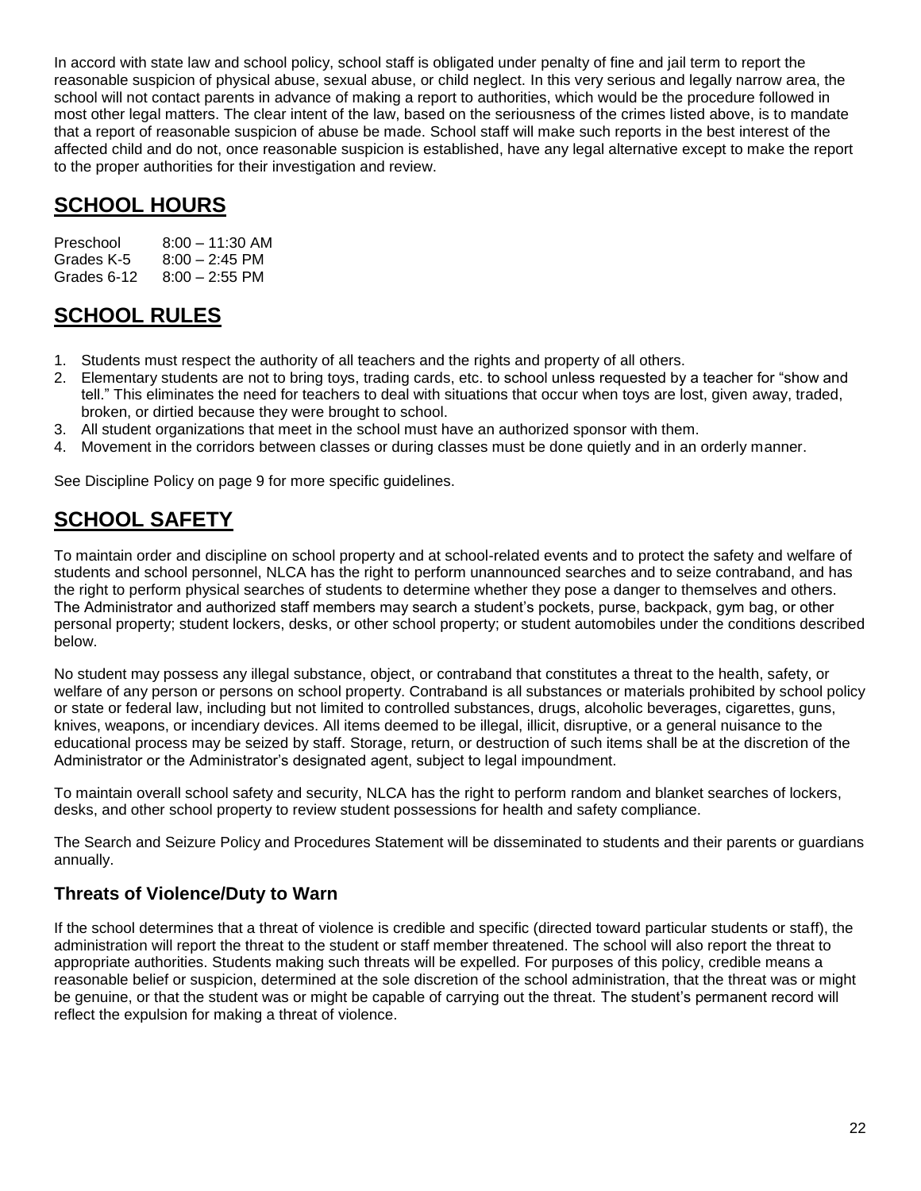In accord with state law and school policy, school staff is obligated under penalty of fine and jail term to report the reasonable suspicion of physical abuse, sexual abuse, or child neglect. In this very serious and legally narrow area, the school will not contact parents in advance of making a report to authorities, which would be the procedure followed in most other legal matters. The clear intent of the law, based on the seriousness of the crimes listed above, is to mandate that a report of reasonable suspicion of abuse be made. School staff will make such reports in the best interest of the affected child and do not, once reasonable suspicion is established, have any legal alternative except to make the report to the proper authorities for their investigation and review.

## SCHOOL HOURS

| | |
|---|---|
| Preschool | 8:00 – 11:30 AM |
| Grades K-5 | 8:00 – 2:45 PM |
| Grades 6-12 | 8:00 – 2:55 PM |

## SCHOOL RULES

1. Students must respect the authority of all teachers and the rights and property of all others.
2. Elementary students are not to bring toys, trading cards, etc. to school unless requested by a teacher for "show and tell." This eliminates the need for teachers to deal with situations that occur when toys are lost, given away, traded, broken, or dirtied because they were brought to school.
3. All student organizations that meet in the school must have an authorized sponsor with them.
4. Movement in the corridors between classes or during classes must be done quietly and in an orderly manner.

See Discipline Policy on page 9 for more specific guidelines.

## SCHOOL SAFETY

To maintain order and discipline on school property and at school-related events and to protect the safety and welfare of students and school personnel, NLCA has the right to perform unannounced searches and to seize contraband, and has the right to perform physical searches of students to determine whether they pose a danger to themselves and others. The Administrator and authorized staff members may search a student's pockets, purse, backpack, gym bag, or other personal property; student lockers, desks, or other school property; or student automobiles under the conditions described below.

No student may possess any illegal substance, object, or contraband that constitutes a threat to the health, safety, or welfare of any person or persons on school property. Contraband is all substances or materials prohibited by school policy or state or federal law, including but not limited to controlled substances, drugs, alcoholic beverages, cigarettes, guns, knives, weapons, or incendiary devices. All items deemed to be illegal, illicit, disruptive, or a general nuisance to the educational process may be seized by staff. Storage, return, or destruction of such items shall be at the discretion of the Administrator or the Administrator's designated agent, subject to legal impoundment.

To maintain overall school safety and security, NLCA has the right to perform random and blanket searches of lockers, desks, and other school property to review student possessions for health and safety compliance.

The Search and Seizure Policy and Procedures Statement will be disseminated to students and their parents or guardians annually.

### Threats of Violence/Duty to Warn

If the school determines that a threat of violence is credible and specific (directed toward particular students or staff), the administration will report the threat to the student or staff member threatened. The school will also report the threat to appropriate authorities. Students making such threats will be expelled. For purposes of this policy, credible means a reasonable belief or suspicion, determined at the sole discretion of the school administration, that the threat was or might be genuine, or that the student was or might be capable of carrying out the threat. The student's permanent record will reflect the expulsion for making a threat of violence.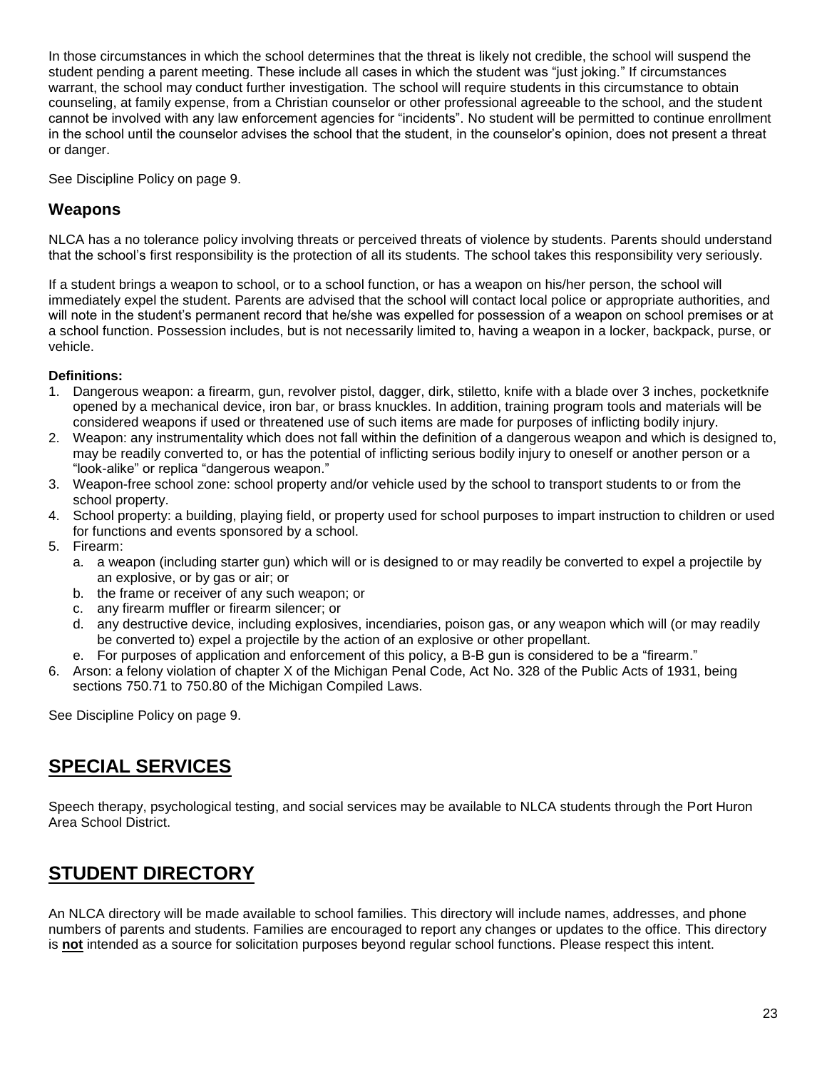In those circumstances in which the school determines that the threat is likely not credible, the school will suspend the student pending a parent meeting. These include all cases in which the student was "just joking." If circumstances warrant, the school may conduct further investigation. The school will require students in this circumstance to obtain counseling, at family expense, from a Christian counselor or other professional agreeable to the school, and the student cannot be involved with any law enforcement agencies for "incidents". No student will be permitted to continue enrollment in the school until the counselor advises the school that the student, in the counselor's opinion, does not present a threat or danger.

See Discipline Policy on page 9.

### Weapons

NLCA has a no tolerance policy involving threats or perceived threats of violence by students. Parents should understand that the school's first responsibility is the protection of all its students. The school takes this responsibility very seriously.

If a student brings a weapon to school, or to a school function, or has a weapon on his/her person, the school will immediately expel the student. Parents are advised that the school will contact local police or appropriate authorities, and will note in the student's permanent record that he/she was expelled for possession of a weapon on school premises or at a school function. Possession includes, but is not necessarily limited to, having a weapon in a locker, backpack, purse, or vehicle.

**Definitions:**

1. Dangerous weapon: a firearm, gun, revolver pistol, dagger, dirk, stiletto, knife with a blade over 3 inches, pocketknife opened by a mechanical device, iron bar, or brass knuckles. In addition, training program tools and materials will be considered weapons if used or threatened use of such items are made for purposes of inflicting bodily injury.
2. Weapon: any instrumentality which does not fall within the definition of a dangerous weapon and which is designed to, may be readily converted to, or has the potential of inflicting serious bodily injury to oneself or another person or a "look-alike" or replica "dangerous weapon."
3. Weapon-free school zone: school property and/or vehicle used by the school to transport students to or from the school property.
4. School property: a building, playing field, or property used for school purposes to impart instruction to children or used for functions and events sponsored by a school.
5. Firearm:
   a. a weapon (including starter gun) which will or is designed to or may readily be converted to expel a projectile by an explosive, or by gas or air; or
   b. the frame or receiver of any such weapon; or
   c. any firearm muffler or firearm silencer; or
   d. any destructive device, including explosives, incendiaries, poison gas, or any weapon which will (or may readily be converted to) expel a projectile by the action of an explosive or other propellant.
   e. For purposes of application and enforcement of this policy, a B-B gun is considered to be a "firearm."
6. Arson: a felony violation of chapter X of the Michigan Penal Code, Act No. 328 of the Public Acts of 1931, being sections 750.71 to 750.80 of the Michigan Compiled Laws.

See Discipline Policy on page 9.

## SPECIAL SERVICES

Speech therapy, psychological testing, and social services may be available to NLCA students through the Port Huron Area School District.

## STUDENT DIRECTORY

An NLCA directory will be made available to school families. This directory will include names, addresses, and phone numbers of parents and students. Families are encouraged to report any changes or updates to the office. This directory is **not** intended as a source for solicitation purposes beyond regular school functions. Please respect this intent.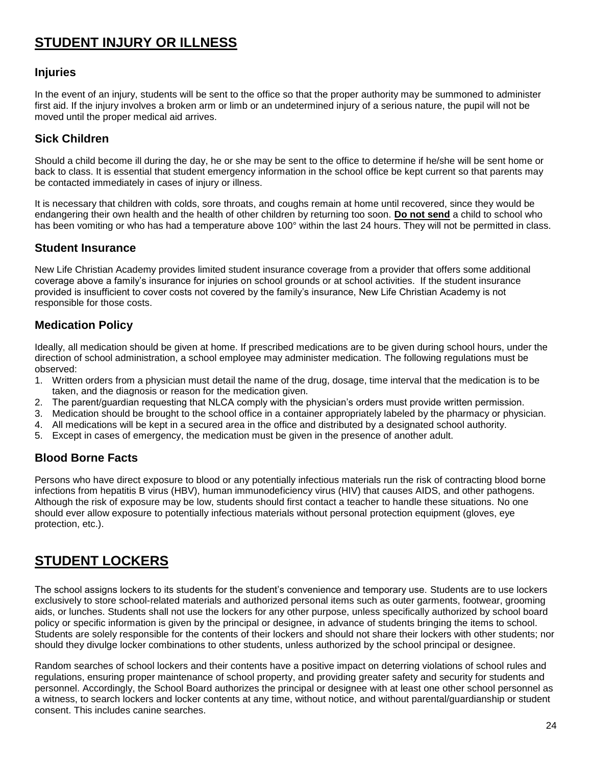# STUDENT INJURY OR ILLNESS

## Injuries

In the event of an injury, students will be sent to the office so that the proper authority may be summoned to administer first aid. If the injury involves a broken arm or limb or an undetermined injury of a serious nature, the pupil will not be moved until the proper medical aid arrives.

## Sick Children

Should a child become ill during the day, he or she may be sent to the office to determine if he/she will be sent home or back to class. It is essential that student emergency information in the school office be kept current so that parents may be contacted immediately in cases of injury or illness.

It is necessary that children with colds, sore throats, and coughs remain at home until recovered, since they would be endangering their own health and the health of other children by returning too soon. **Do not send** a child to school who has been vomiting or who has had a temperature above 100° within the last 24 hours. They will not be permitted in class.

## Student Insurance

New Life Christian Academy provides limited student insurance coverage from a provider that offers some additional coverage above a family's insurance for injuries on school grounds or at school activities. If the student insurance provided is insufficient to cover costs not covered by the family's insurance, New Life Christian Academy is not responsible for those costs.

## Medication Policy

Ideally, all medication should be given at home. If prescribed medications are to be given during school hours, under the direction of school administration, a school employee may administer medication. The following regulations must be observed:

1. Written orders from a physician must detail the name of the drug, dosage, time interval that the medication is to be taken, and the diagnosis or reason for the medication given.
2. The parent/guardian requesting that NLCA comply with the physician's orders must provide written permission.
3. Medication should be brought to the school office in a container appropriately labeled by the pharmacy or physician.
4. All medications will be kept in a secured area in the office and distributed by a designated school authority.
5. Except in cases of emergency, the medication must be given in the presence of another adult.

## Blood Borne Facts

Persons who have direct exposure to blood or any potentially infectious materials run the risk of contracting blood borne infections from hepatitis B virus (HBV), human immunodeficiency virus (HIV) that causes AIDS, and other pathogens. Although the risk of exposure may be low, students should first contact a teacher to handle these situations. No one should ever allow exposure to potentially infectious materials without personal protection equipment (gloves, eye protection, etc.).

# STUDENT LOCKERS

The school assigns lockers to its students for the student's convenience and temporary use. Students are to use lockers exclusively to store school-related materials and authorized personal items such as outer garments, footwear, grooming aids, or lunches. Students shall not use the lockers for any other purpose, unless specifically authorized by school board policy or specific information is given by the principal or designee, in advance of students bringing the items to school. Students are solely responsible for the contents of their lockers and should not share their lockers with other students; nor should they divulge locker combinations to other students, unless authorized by the school principal or designee.

Random searches of school lockers and their contents have a positive impact on deterring violations of school rules and regulations, ensuring proper maintenance of school property, and providing greater safety and security for students and personnel. Accordingly, the School Board authorizes the principal or designee with at least one other school personnel as a witness, to search lockers and locker contents at any time, without notice, and without parental/guardianship or student consent. This includes canine searches.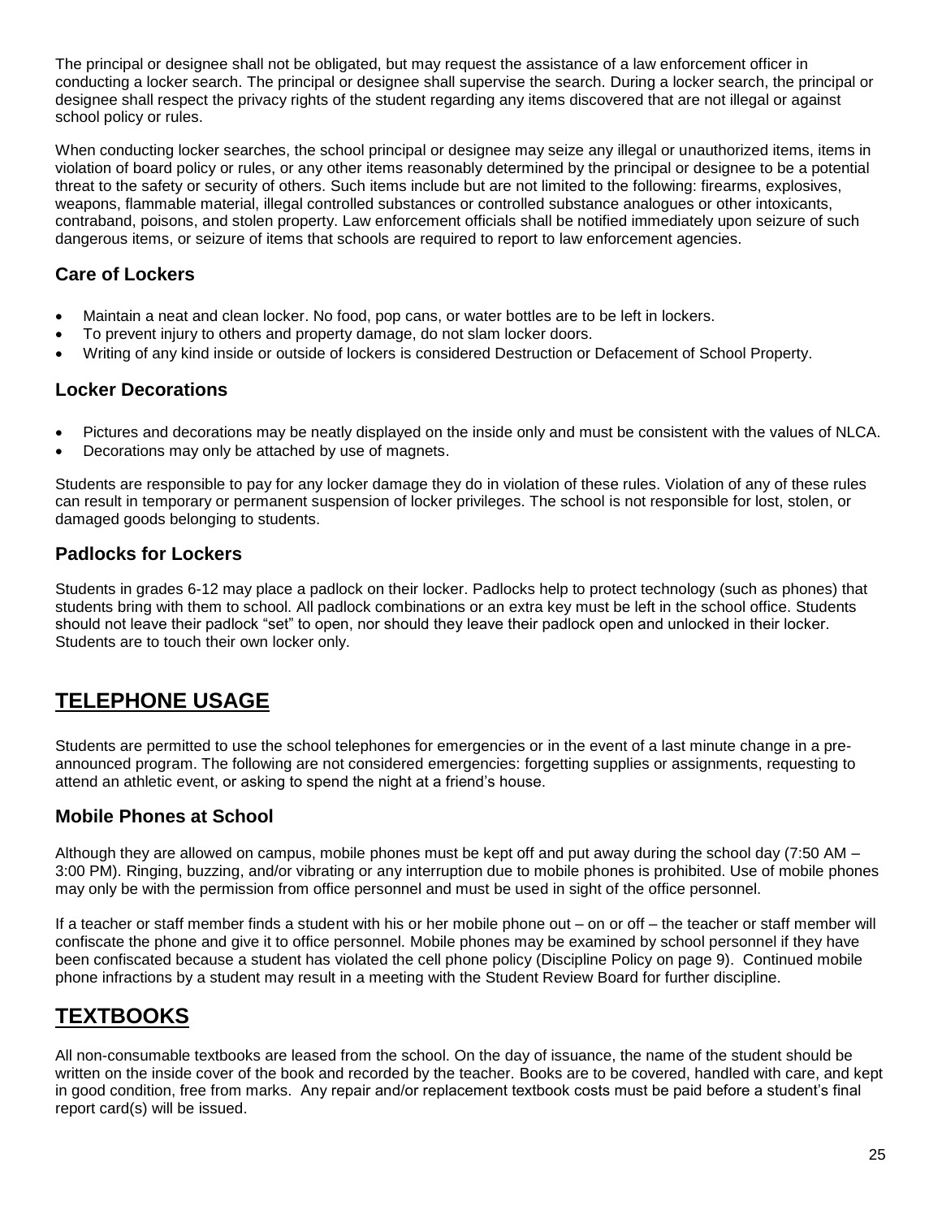The principal or designee shall not be obligated, but may request the assistance of a law enforcement officer in conducting a locker search. The principal or designee shall supervise the search. During a locker search, the principal or designee shall respect the privacy rights of the student regarding any items discovered that are not illegal or against school policy or rules.

When conducting locker searches, the school principal or designee may seize any illegal or unauthorized items, items in violation of board policy or rules, or any other items reasonably determined by the principal or designee to be a potential threat to the safety or security of others. Such items include but are not limited to the following: firearms, explosives, weapons, flammable material, illegal controlled substances or controlled substance analogues or other intoxicants, contraband, poisons, and stolen property. Law enforcement officials shall be notified immediately upon seizure of such dangerous items, or seizure of items that schools are required to report to law enforcement agencies.

### Care of Lockers

- Maintain a neat and clean locker. No food, pop cans, or water bottles are to be left in lockers.
- To prevent injury to others and property damage, do not slam locker doors.
- Writing of any kind inside or outside of lockers is considered Destruction or Defacement of School Property.

### Locker Decorations

- Pictures and decorations may be neatly displayed on the inside only and must be consistent with the values of NLCA.
- Decorations may only be attached by use of magnets.

Students are responsible to pay for any locker damage they do in violation of these rules. Violation of any of these rules can result in temporary or permanent suspension of locker privileges. The school is not responsible for lost, stolen, or damaged goods belonging to students.

### Padlocks for Lockers

Students in grades 6-12 may place a padlock on their locker. Padlocks help to protect technology (such as phones) that students bring with them to school. All padlock combinations or an extra key must be left in the school office. Students should not leave their padlock "set" to open, nor should they leave their padlock open and unlocked in their locker. Students are to touch their own locker only.

## TELEPHONE USAGE

Students are permitted to use the school telephones for emergencies or in the event of a last minute change in a pre-announced program. The following are not considered emergencies: forgetting supplies or assignments, requesting to attend an athletic event, or asking to spend the night at a friend's house.

### Mobile Phones at School

Although they are allowed on campus, mobile phones must be kept off and put away during the school day (7:50 AM – 3:00 PM). Ringing, buzzing, and/or vibrating or any interruption due to mobile phones is prohibited. Use of mobile phones may only be with the permission from office personnel and must be used in sight of the office personnel.

If a teacher or staff member finds a student with his or her mobile phone out – on or off – the teacher or staff member will confiscate the phone and give it to office personnel. Mobile phones may be examined by school personnel if they have been confiscated because a student has violated the cell phone policy (Discipline Policy on page 9). Continued mobile phone infractions by a student may result in a meeting with the Student Review Board for further discipline.

## TEXTBOOKS

All non-consumable textbooks are leased from the school. On the day of issuance, the name of the student should be written on the inside cover of the book and recorded by the teacher. Books are to be covered, handled with care, and kept in good condition, free from marks. Any repair and/or replacement textbook costs must be paid before a student's final report card(s) will be issued.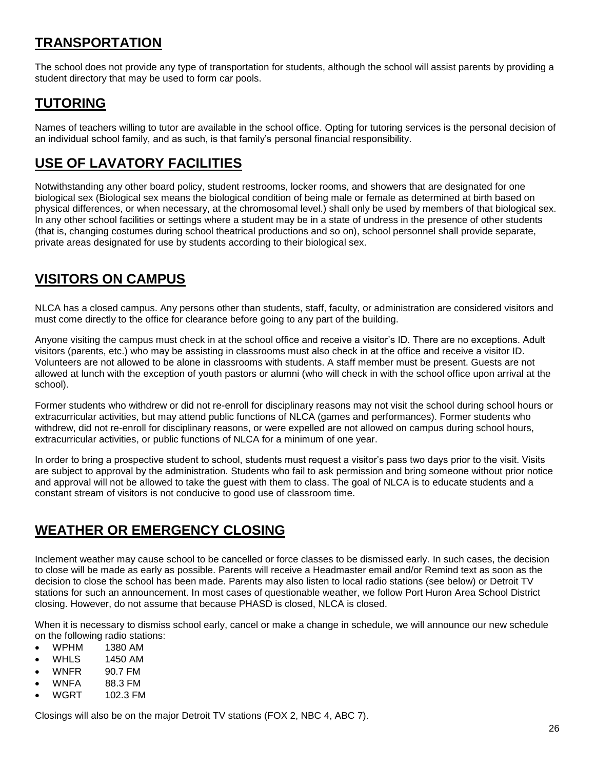## TRANSPORTATION

The school does not provide any type of transportation for students, although the school will assist parents by providing a student directory that may be used to form car pools.

## TUTORING

Names of teachers willing to tutor are available in the school office. Opting for tutoring services is the personal decision of an individual school family, and as such, is that family's personal financial responsibility.

## USE OF LAVATORY FACILITIES

Notwithstanding any other board policy, student restrooms, locker rooms, and showers that are designated for one biological sex (Biological sex means the biological condition of being male or female as determined at birth based on physical differences, or when necessary, at the chromosomal level.) shall only be used by members of that biological sex. In any other school facilities or settings where a student may be in a state of undress in the presence of other students (that is, changing costumes during school theatrical productions and so on), school personnel shall provide separate, private areas designated for use by students according to their biological sex.

## VISITORS ON CAMPUS

NLCA has a closed campus. Any persons other than students, staff, faculty, or administration are considered visitors and must come directly to the office for clearance before going to any part of the building.

Anyone visiting the campus must check in at the school office and receive a visitor's ID. There are no exceptions. Adult visitors (parents, etc.) who may be assisting in classrooms must also check in at the office and receive a visitor ID. Volunteers are not allowed to be alone in classrooms with students. A staff member must be present. Guests are not allowed at lunch with the exception of youth pastors or alumni (who will check in with the school office upon arrival at the school).

Former students who withdrew or did not re-enroll for disciplinary reasons may not visit the school during school hours or extracurricular activities, but may attend public functions of NLCA (games and performances). Former students who withdrew, did not re-enroll for disciplinary reasons, or were expelled are not allowed on campus during school hours, extracurricular activities, or public functions of NLCA for a minimum of one year.

In order to bring a prospective student to school, students must request a visitor's pass two days prior to the visit. Visits are subject to approval by the administration. Students who fail to ask permission and bring someone without prior notice and approval will not be allowed to take the guest with them to class. The goal of NLCA is to educate students and a constant stream of visitors is not conducive to good use of classroom time.

## WEATHER OR EMERGENCY CLOSING

Inclement weather may cause school to be cancelled or force classes to be dismissed early. In such cases, the decision to close will be made as early as possible. Parents will receive a Headmaster email and/or Remind text as soon as the decision to close the school has been made. Parents may also listen to local radio stations (see below) or Detroit TV stations for such an announcement. In most cases of questionable weather, we follow Port Huron Area School District closing. However, do not assume that because PHASD is closed, NLCA is closed.

When it is necessary to dismiss school early, cancel or make a change in schedule, we will announce our new schedule on the following radio stations:

- WPHM 1380 AM
- WHLS 1450 AM
- WNFR 90.7 FM
- WNFA 88.3 FM
- WGRT 102.3 FM

Closings will also be on the major Detroit TV stations (FOX 2, NBC 4, ABC 7).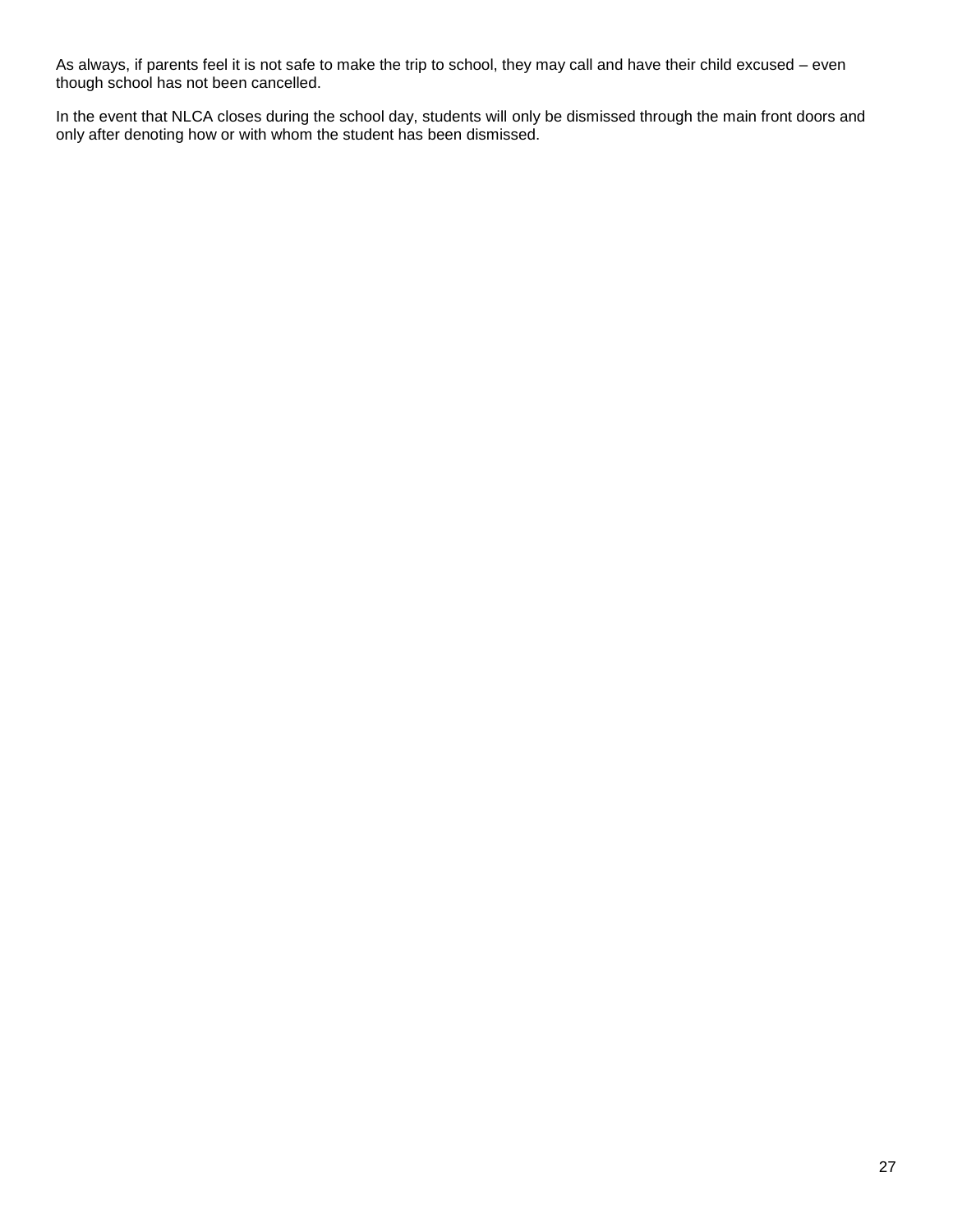As always, if parents feel it is not safe to make the trip to school, they may call and have their child excused – even though school has not been cancelled.

In the event that NLCA closes during the school day, students will only be dismissed through the main front doors and only after denoting how or with whom the student has been dismissed.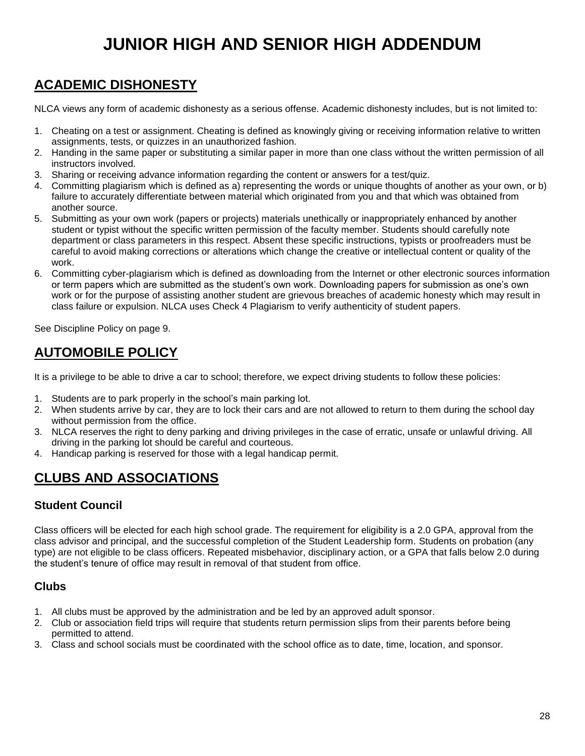# JUNIOR HIGH AND SENIOR HIGH ADDENDUM

## ACADEMIC DISHONESTY

NLCA views any form of academic dishonesty as a serious offense. Academic dishonesty includes, but is not limited to:

1. Cheating on a test or assignment. Cheating is defined as knowingly giving or receiving information relative to written assignments, tests, or quizzes in an unauthorized fashion.
2. Handing in the same paper or substituting a similar paper in more than one class without the written permission of all instructors involved.
3. Sharing or receiving advance information regarding the content or answers for a test/quiz.
4. Committing plagiarism which is defined as a) representing the words or unique thoughts of another as your own, or b) failure to accurately differentiate between material which originated from you and that which was obtained from another source.
5. Submitting as your own work (papers or projects) materials unethically or inappropriately enhanced by another student or typist without the specific written permission of the faculty member. Students should carefully note department or class parameters in this respect. Absent these specific instructions, typists or proofreaders must be careful to avoid making corrections or alterations which change the creative or intellectual content or quality of the work.
6. Committing cyber-plagiarism which is defined as downloading from the Internet or other electronic sources information or term papers which are submitted as the student's own work. Downloading papers for submission as one's own work or for the purpose of assisting another student are grievous breaches of academic honesty which may result in class failure or expulsion. NLCA uses Check 4 Plagiarism to verify authenticity of student papers.

See Discipline Policy on page 9.

## AUTOMOBILE POLICY

It is a privilege to be able to drive a car to school; therefore, we expect driving students to follow these policies:

1. Students are to park properly in the school's main parking lot.
2. When students arrive by car, they are to lock their cars and are not allowed to return to them during the school day without permission from the office.
3. NLCA reserves the right to deny parking and driving privileges in the case of erratic, unsafe or unlawful driving. All driving in the parking lot should be careful and courteous.
4. Handicap parking is reserved for those with a legal handicap permit.

## CLUBS AND ASSOCIATIONS

### Student Council

Class officers will be elected for each high school grade. The requirement for eligibility is a 2.0 GPA, approval from the class advisor and principal, and the successful completion of the Student Leadership form. Students on probation (any type) are not eligible to be class officers. Repeated misbehavior, disciplinary action, or a GPA that falls below 2.0 during the student's tenure of office may result in removal of that student from office.

### Clubs

1. All clubs must be approved by the administration and be led by an approved adult sponsor.
2. Club or association field trips will require that students return permission slips from their parents before being permitted to attend.
3. Class and school socials must be coordinated with the school office as to date, time, location, and sponsor.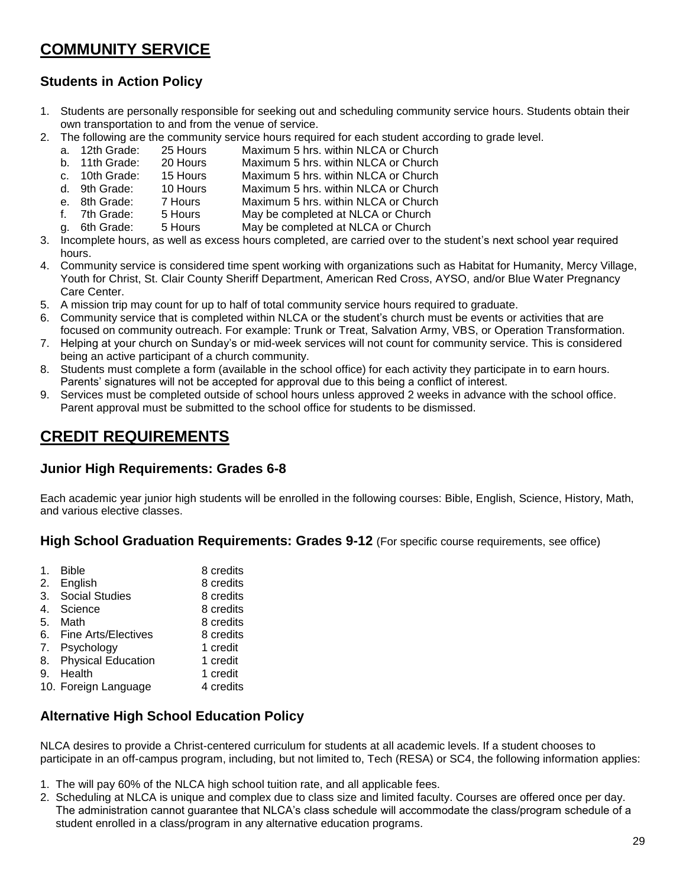# COMMUNITY SERVICE

## Students in Action Policy

1. Students are personally responsible for seeking out and scheduling community service hours. Students obtain their own transportation to and from the venue of service.
2. The following are the community service hours required for each student according to grade level.
   a. 12th Grade: 25 Hours Maximum 5 hrs. within NLCA or Church
   b. 11th Grade: 20 Hours Maximum 5 hrs. within NLCA or Church
   c. 10th Grade: 15 Hours Maximum 5 hrs. within NLCA or Church
   d. 9th Grade: 10 Hours Maximum 5 hrs. within NLCA or Church
   e. 8th Grade: 7 Hours Maximum 5 hrs. within NLCA or Church
   f. 7th Grade: 5 Hours May be completed at NLCA or Church
   g. 6th Grade: 5 Hours May be completed at NLCA or Church
3. Incomplete hours, as well as excess hours completed, are carried over to the student's next school year required hours.
4. Community service is considered time spent working with organizations such as Habitat for Humanity, Mercy Village, Youth for Christ, St. Clair County Sheriff Department, American Red Cross, AYSO, and/or Blue Water Pregnancy Care Center.
5. A mission trip may count for up to half of total community service hours required to graduate.
6. Community service that is completed within NLCA or the student's church must be events or activities that are focused on community outreach. For example: Trunk or Treat, Salvation Army, VBS, or Operation Transformation.
7. Helping at your church on Sunday's or mid-week services will not count for community service. This is considered being an active participant of a church community.
8. Students must complete a form (available in the school office) for each activity they participate in to earn hours. Parents' signatures will not be accepted for approval due to this being a conflict of interest.
9. Services must be completed outside of school hours unless approved 2 weeks in advance with the school office. Parent approval must be submitted to the school office for students to be dismissed.

# CREDIT REQUIREMENTS

## Junior High Requirements: Grades 6-8

Each academic year junior high students will be enrolled in the following courses: Bible, English, Science, History, Math, and various elective classes.

## High School Graduation Requirements: Grades 9-12 (For specific course requirements, see office)

1. Bible 8 credits
2. English 8 credits
3. Social Studies 8 credits
4. Science 8 credits
5. Math 8 credits
6. Fine Arts/Electives 8 credits
7. Psychology 1 credit
8. Physical Education 1 credit
9. Health 1 credit
10. Foreign Language 4 credits

## Alternative High School Education Policy

NLCA desires to provide a Christ-centered curriculum for students at all academic levels. If a student chooses to participate in an off-campus program, including, but not limited to, Tech (RESA) or SC4, the following information applies:

1. The will pay 60% of the NLCA high school tuition rate, and all applicable fees.
2. Scheduling at NLCA is unique and complex due to class size and limited faculty. Courses are offered once per day. The administration cannot guarantee that NLCA's class schedule will accommodate the class/program schedule of a student enrolled in a class/program in any alternative education programs.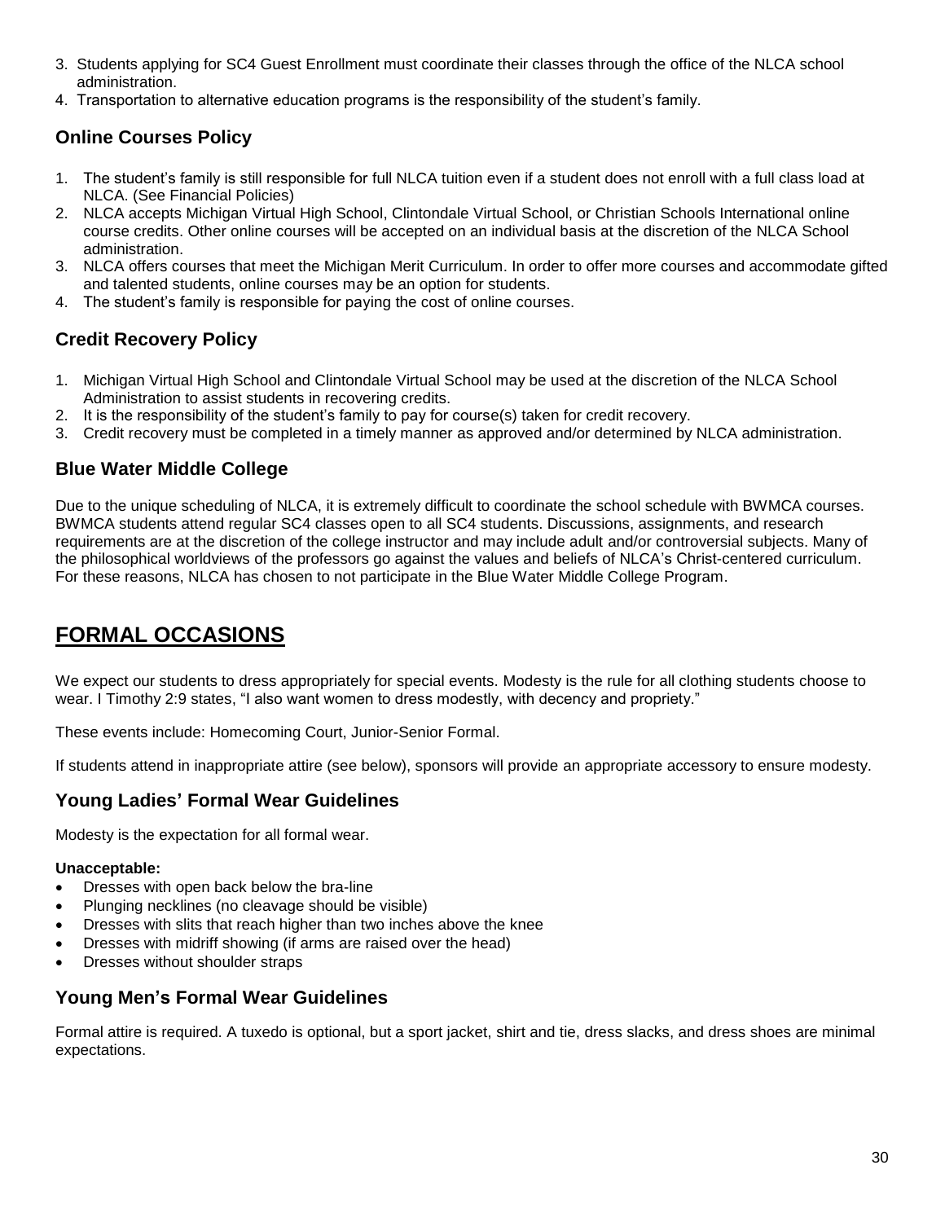3. Students applying for SC4 Guest Enrollment must coordinate their classes through the office of the NLCA school administration.
4. Transportation to alternative education programs is the responsibility of the student's family.

### Online Courses Policy

1. The student's family is still responsible for full NLCA tuition even if a student does not enroll with a full class load at NLCA. (See Financial Policies)
2. NLCA accepts Michigan Virtual High School, Clintondale Virtual School, or Christian Schools International online course credits. Other online courses will be accepted on an individual basis at the discretion of the NLCA School administration.
3. NLCA offers courses that meet the Michigan Merit Curriculum. In order to offer more courses and accommodate gifted and talented students, online courses may be an option for students.
4. The student's family is responsible for paying the cost of online courses.

### Credit Recovery Policy

1. Michigan Virtual High School and Clintondale Virtual School may be used at the discretion of the NLCA School Administration to assist students in recovering credits.
2. It is the responsibility of the student's family to pay for course(s) taken for credit recovery.
3. Credit recovery must be completed in a timely manner as approved and/or determined by NLCA administration.

### Blue Water Middle College

Due to the unique scheduling of NLCA, it is extremely difficult to coordinate the school schedule with BWMCA courses. BWMCA students attend regular SC4 classes open to all SC4 students. Discussions, assignments, and research requirements are at the discretion of the college instructor and may include adult and/or controversial subjects. Many of the philosophical worldviews of the professors go against the values and beliefs of NLCA's Christ-centered curriculum. For these reasons, NLCA has chosen to not participate in the Blue Water Middle College Program.

## FORMAL OCCASIONS

We expect our students to dress appropriately for special events. Modesty is the rule for all clothing students choose to wear. I Timothy 2:9 states, "I also want women to dress modestly, with decency and propriety."

These events include: Homecoming Court, Junior-Senior Formal.

If students attend in inappropriate attire (see below), sponsors will provide an appropriate accessory to ensure modesty.

### Young Ladies' Formal Wear Guidelines

Modesty is the expectation for all formal wear.

**Unacceptable:**

- Dresses with open back below the bra-line
- Plunging necklines (no cleavage should be visible)
- Dresses with slits that reach higher than two inches above the knee
- Dresses with midriff showing (if arms are raised over the head)
- Dresses without shoulder straps

### Young Men's Formal Wear Guidelines

Formal attire is required. A tuxedo is optional, but a sport jacket, shirt and tie, dress slacks, and dress shoes are minimal expectations.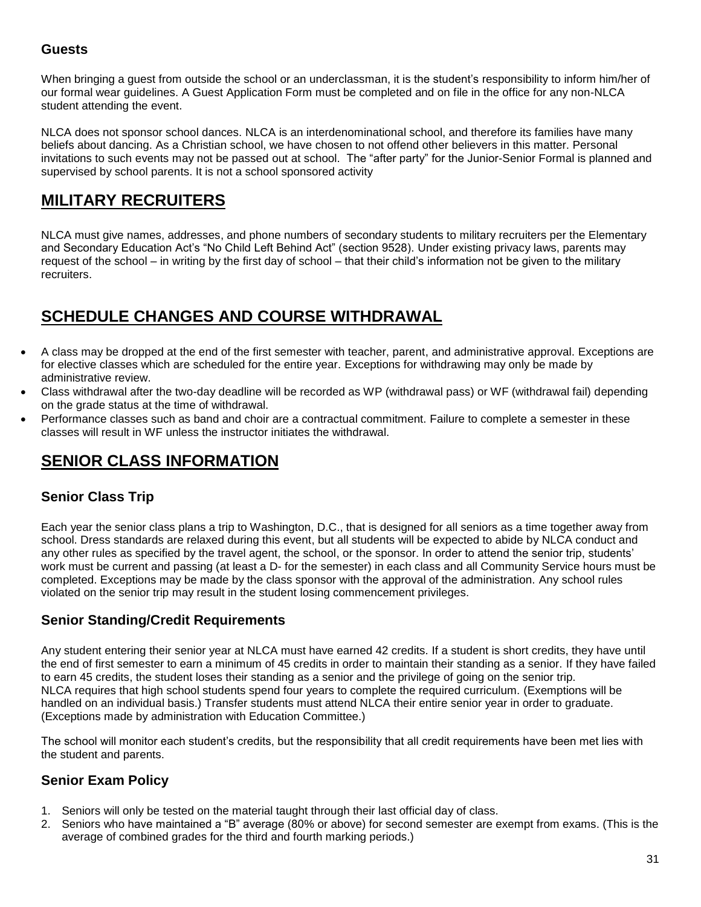### Guests

When bringing a guest from outside the school or an underclassman, it is the student's responsibility to inform him/her of our formal wear guidelines. A Guest Application Form must be completed and on file in the office for any non-NLCA student attending the event.

NLCA does not sponsor school dances. NLCA is an interdenominational school, and therefore its families have many beliefs about dancing. As a Christian school, we have chosen to not offend other believers in this matter. Personal invitations to such events may not be passed out at school. The "after party" for the Junior-Senior Formal is planned and supervised by school parents. It is not a school sponsored activity

## MILITARY RECRUITERS

NLCA must give names, addresses, and phone numbers of secondary students to military recruiters per the Elementary and Secondary Education Act's "No Child Left Behind Act" (section 9528). Under existing privacy laws, parents may request of the school – in writing by the first day of school – that their child's information not be given to the military recruiters.

## SCHEDULE CHANGES AND COURSE WITHDRAWAL

- A class may be dropped at the end of the first semester with teacher, parent, and administrative approval. Exceptions are for elective classes which are scheduled for the entire year. Exceptions for withdrawing may only be made by administrative review.
- Class withdrawal after the two-day deadline will be recorded as WP (withdrawal pass) or WF (withdrawal fail) depending on the grade status at the time of withdrawal.
- Performance classes such as band and choir are a contractual commitment. Failure to complete a semester in these classes will result in WF unless the instructor initiates the withdrawal.

## SENIOR CLASS INFORMATION

### Senior Class Trip

Each year the senior class plans a trip to Washington, D.C., that is designed for all seniors as a time together away from school. Dress standards are relaxed during this event, but all students will be expected to abide by NLCA conduct and any other rules as specified by the travel agent, the school, or the sponsor. In order to attend the senior trip, students' work must be current and passing (at least a D- for the semester) in each class and all Community Service hours must be completed. Exceptions may be made by the class sponsor with the approval of the administration. Any school rules violated on the senior trip may result in the student losing commencement privileges.

### Senior Standing/Credit Requirements

Any student entering their senior year at NLCA must have earned 42 credits. If a student is short credits, they have until the end of first semester to earn a minimum of 45 credits in order to maintain their standing as a senior. If they have failed to earn 45 credits, the student loses their standing as a senior and the privilege of going on the senior trip.
NLCA requires that high school students spend four years to complete the required curriculum. (Exemptions will be handled on an individual basis.) Transfer students must attend NLCA their entire senior year in order to graduate. (Exceptions made by administration with Education Committee.)

The school will monitor each student's credits, but the responsibility that all credit requirements have been met lies with the student and parents.

### Senior Exam Policy

1. Seniors will only be tested on the material taught through their last official day of class.
2. Seniors who have maintained a "B" average (80% or above) for second semester are exempt from exams. (This is the average of combined grades for the third and fourth marking periods.)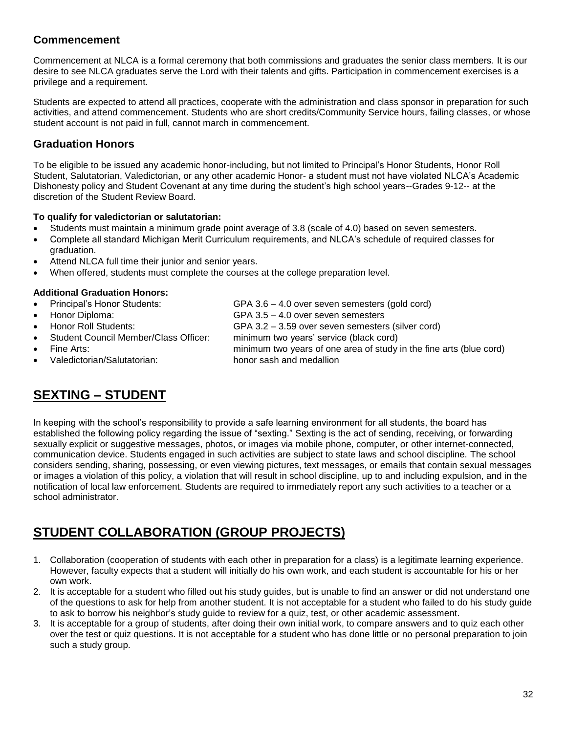### Commencement

Commencement at NLCA is a formal ceremony that both commissions and graduates the senior class members. It is our desire to see NLCA graduates serve the Lord with their talents and gifts. Participation in commencement exercises is a privilege and a requirement.

Students are expected to attend all practices, cooperate with the administration and class sponsor in preparation for such activities, and attend commencement. Students who are short credits/Community Service hours, failing classes, or whose student account is not paid in full, cannot march in commencement.

### Graduation Honors

To be eligible to be issued any academic honor-including, but not limited to Principal's Honor Students, Honor Roll Student, Salutatorian, Valedictorian, or any other academic Honor- a student must not have violated NLCA's Academic Dishonesty policy and Student Covenant at any time during the student's high school years--Grades 9-12-- at the discretion of the Student Review Board.

**To qualify for valedictorian or salutatorian:**

- Students must maintain a minimum grade point average of 3.8 (scale of 4.0) based on seven semesters.
- Complete all standard Michigan Merit Curriculum requirements, and NLCA's schedule of required classes for graduation.
- Attend NLCA full time their junior and senior years.
- When offered, students must complete the courses at the college preparation level.

**Additional Graduation Honors:**

- Principal's Honor Students: GPA 3.6 – 4.0 over seven semesters (gold cord)
- Honor Diploma: GPA 3.5 – 4.0 over seven semesters
- Honor Roll Students: GPA 3.2 – 3.59 over seven semesters (silver cord)
- Student Council Member/Class Officer: minimum two years' service (black cord)
- Fine Arts: minimum two years of one area of study in the fine arts (blue cord)
- Valedictorian/Salutatorian: honor sash and medallion

## SEXTING – STUDENT

In keeping with the school's responsibility to provide a safe learning environment for all students, the board has established the following policy regarding the issue of "sexting." Sexting is the act of sending, receiving, or forwarding sexually explicit or suggestive messages, photos, or images via mobile phone, computer, or other internet-connected, communication device. Students engaged in such activities are subject to state laws and school discipline. The school considers sending, sharing, possessing, or even viewing pictures, text messages, or emails that contain sexual messages or images a violation of this policy, a violation that will result in school discipline, up to and including expulsion, and in the notification of local law enforcement. Students are required to immediately report any such activities to a teacher or a school administrator.

## STUDENT COLLABORATION (GROUP PROJECTS)

1. Collaboration (cooperation of students with each other in preparation for a class) is a legitimate learning experience. However, faculty expects that a student will initially do his own work, and each student is accountable for his or her own work.
2. It is acceptable for a student who filled out his study guides, but is unable to find an answer or did not understand one of the questions to ask for help from another student. It is not acceptable for a student who failed to do his study guide to ask to borrow his neighbor's study guide to review for a quiz, test, or other academic assessment.
3. It is acceptable for a group of students, after doing their own initial work, to compare answers and to quiz each other over the test or quiz questions. It is not acceptable for a student who has done little or no personal preparation to join such a study group.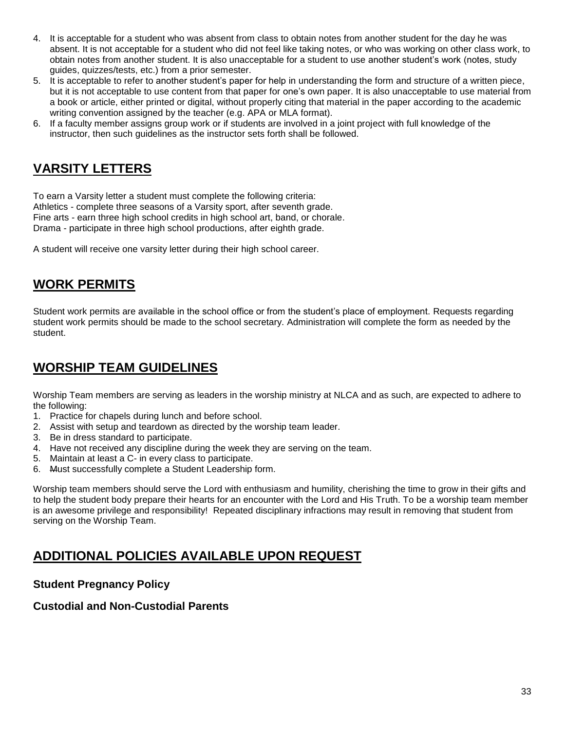4. It is acceptable for a student who was absent from class to obtain notes from another student for the day he was absent. It is not acceptable for a student who did not feel like taking notes, or who was working on other class work, to obtain notes from another student. It is also unacceptable for a student to use another student's work (notes, study guides, quizzes/tests, etc.) from a prior semester.
5. It is acceptable to refer to another student's paper for help in understanding the form and structure of a written piece, but it is not acceptable to use content from that paper for one's own paper. It is also unacceptable to use material from a book or article, either printed or digital, without properly citing that material in the paper according to the academic writing convention assigned by the teacher (e.g. APA or MLA format).
6. If a faculty member assigns group work or if students are involved in a joint project with full knowledge of the instructor, then such guidelines as the instructor sets forth shall be followed.

## VARSITY LETTERS

To earn a Varsity letter a student must complete the following criteria:
Athletics - complete three seasons of a Varsity sport, after seventh grade.
Fine arts - earn three high school credits in high school art, band, or chorale.
Drama - participate in three high school productions, after eighth grade.

A student will receive one varsity letter during their high school career.

## WORK PERMITS

Student work permits are available in the school office or from the student's place of employment. Requests regarding student work permits should be made to the school secretary. Administration will complete the form as needed by the student.

## WORSHIP TEAM GUIDELINES

Worship Team members are serving as leaders in the worship ministry at NLCA and as such, are expected to adhere to the following:

1. Practice for chapels during lunch and before school.
2. Assist with setup and teardown as directed by the worship team leader.
3. Be in dress standard to participate.
4. Have not received any discipline during the week they are serving on the team.
5. Maintain at least a C- in every class to participate.
6. Must successfully complete a Student Leadership form.

Worship team members should serve the Lord with enthusiasm and humility, cherishing the time to grow in their gifts and to help the student body prepare their hearts for an encounter with the Lord and His Truth. To be a worship team member is an awesome privilege and responsibility! Repeated disciplinary infractions may result in removing that student from serving on the Worship Team.

## ADDITIONAL POLICIES AVAILABLE UPON REQUEST

### Student Pregnancy Policy

### Custodial and Non-Custodial Parents